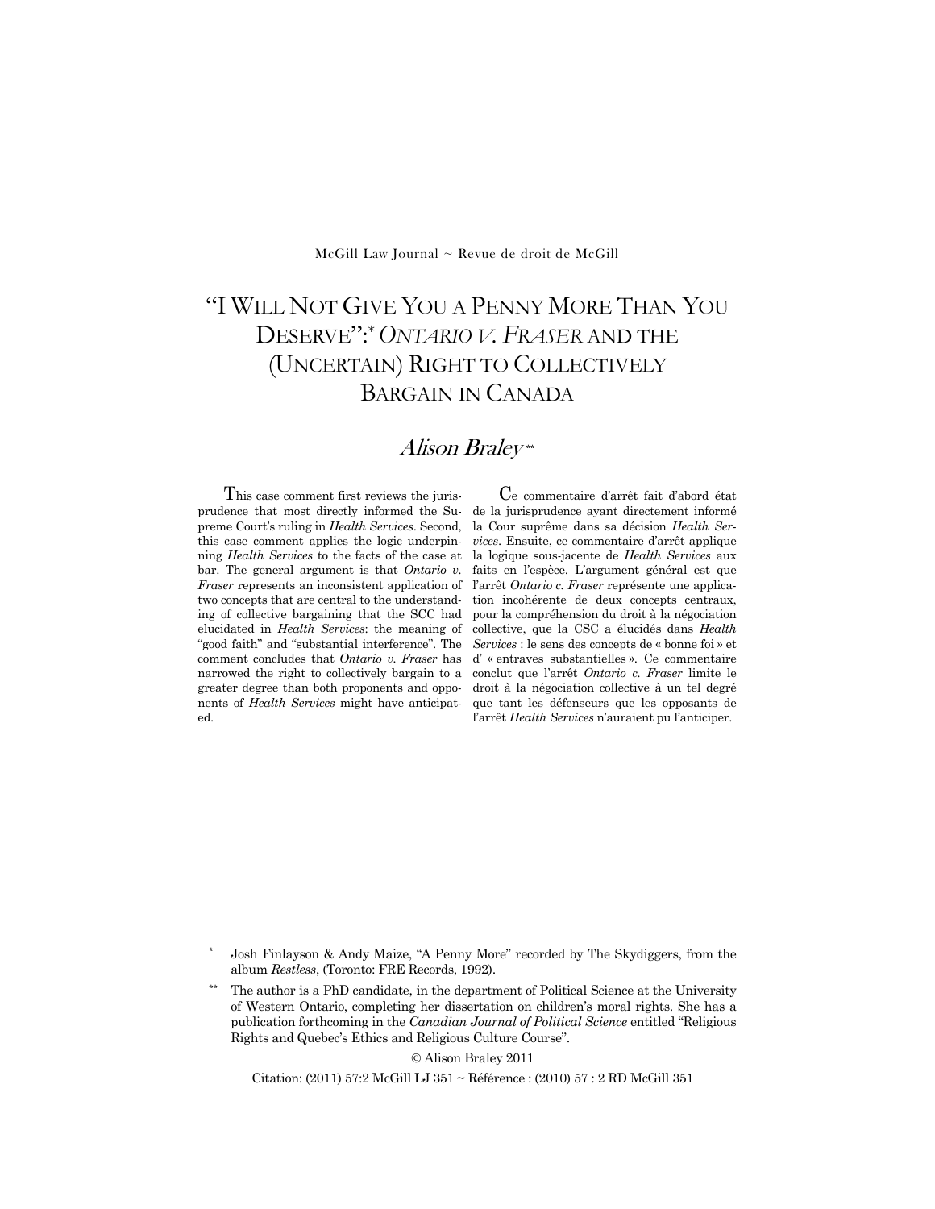McGill Law Journal ~ Revue de droit de McGill

# "I WILL NOT GIVE YOU A PENNY MORE THAN YOU DESERVE":* *ONTARIO V. FRASER* AND THE (UNCERTAIN) RIGHT TO COLLECTIVELY BARGAIN IN CANADA

## *Alison Braley* **

This case comment first reviews the jurisprudence that most directly informed the Supreme Court's ruling in *Health Services*. Second, this case comment applies the logic underpinning *Health Services* to the facts of the case at bar. The general argument is that *Ontario v. Fraser* represents an inconsistent application of two concepts that are central to the understanding of collective bargaining that the SCC had elucidated in *Health Services*: the meaning of "good faith" and "substantial interference". The comment concludes that *Ontario v. Fraser* has narrowed the right to collectively bargain to a greater degree than both proponents and opponents of *Health Services* might have anticipated.

Ce commentaire d'arrêt fait d'abord état de la jurisprudence ayant directement informé la Cour suprême dans sa décision *Health Services*. Ensuite, ce commentaire d'arrêt applique la logique sous-jacente de *Health Services* aux faits en l'espèce. L'argument général est que l'arrêt *Ontario c. Fraser* représente une application incohérente de deux concepts centraux, pour la compréhension du droit à la négociation collective, que la CSC a élucidés dans *Health Services* : le sens des concepts de « bonne foi » et d' « entraves substantielles ». Ce commentaire conclut que l'arrêt *Ontario c. Fraser* limite le droit à la négociation collective à un tel degré que tant les défenseurs que les opposants de l'arrêt *Health Services* n'auraient pu l'anticiper.

---

\* Josh Finlayson & Andy Maize, "A Penny More" recorded by The Skydiggers, from the album *Restless*, (Toronto: FRE Records, 1992).

\** The author is a PhD candidate, in the department of Political Science at the University of Western Ontario, completing her dissertation on children's moral rights. She has a publication forthcoming in the *Canadian Journal of Political Science* entitled "Religious Rights and Quebec's Ethics and Religious Culture Course".

© Alison Braley 2011

Citation: (2011) 57:2 McGill LJ 351 ~ Référence : (2010) 57 : 2 RD McGill 351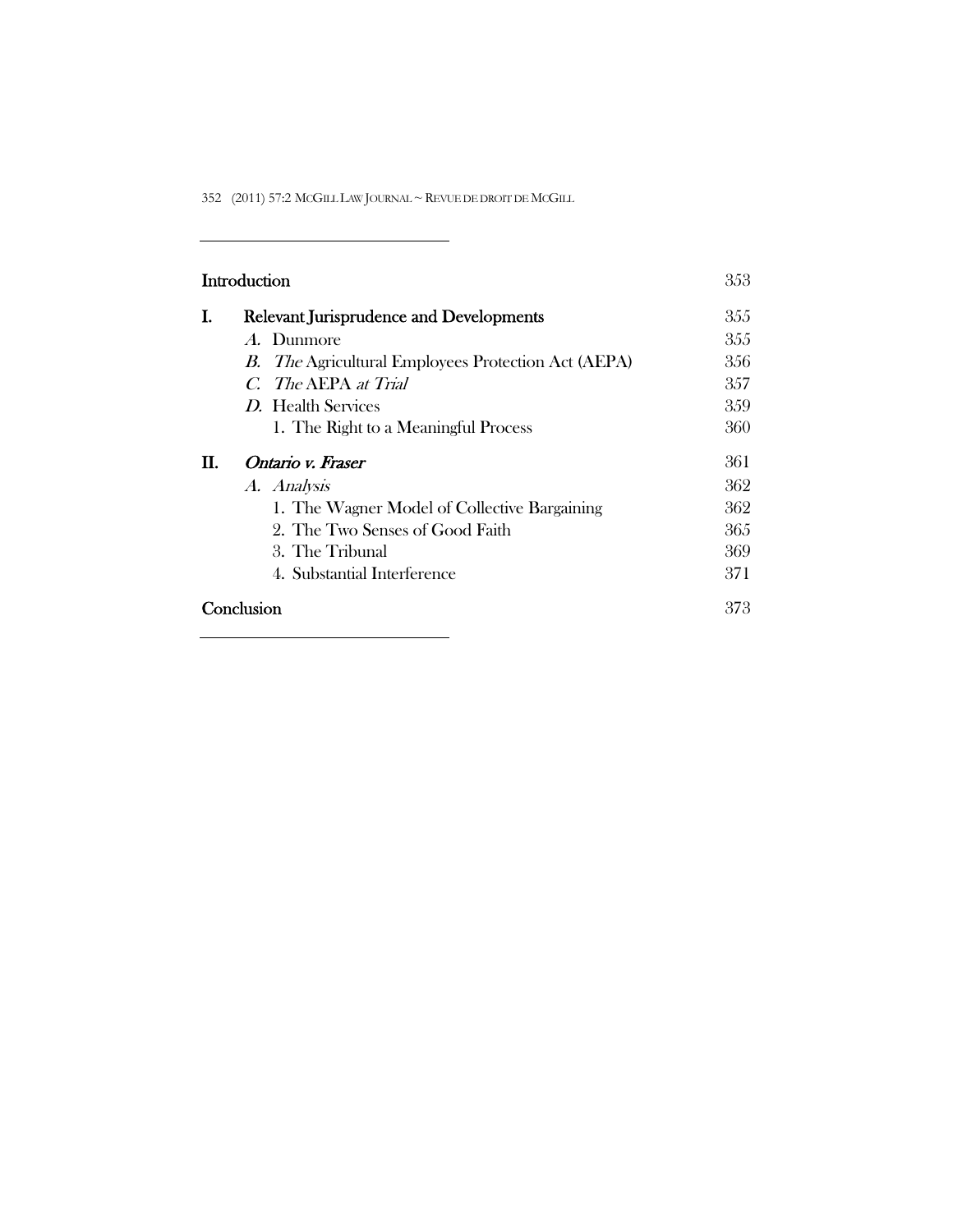| | | |
|---|---|---|
| **Introduction** | | 353 |
| **I.** | **Relevant Jurisprudence and Developments** | 355 |
| | *A.* Dunmore | 355 |
| | *B. The* Agricultural Employees Protection Act (AEPA) | 356 |
| | *C. The* AEPA *at Trial* | 357 |
| | *D.* Health Services | 359 |
| | 1. The Right to a Meaningful Process | 360 |
| **II.** | ***Ontario v. Fraser*** | 361 |
| | *A. Analysis* | 362 |
| | 1. The Wagner Model of Collective Bargaining | 362 |
| | 2. The Two Senses of Good Faith | 365 |
| | 3. The Tribunal | 369 |
| | 4. Substantial Interference | 371 |
| **Conclusion** | | 373 |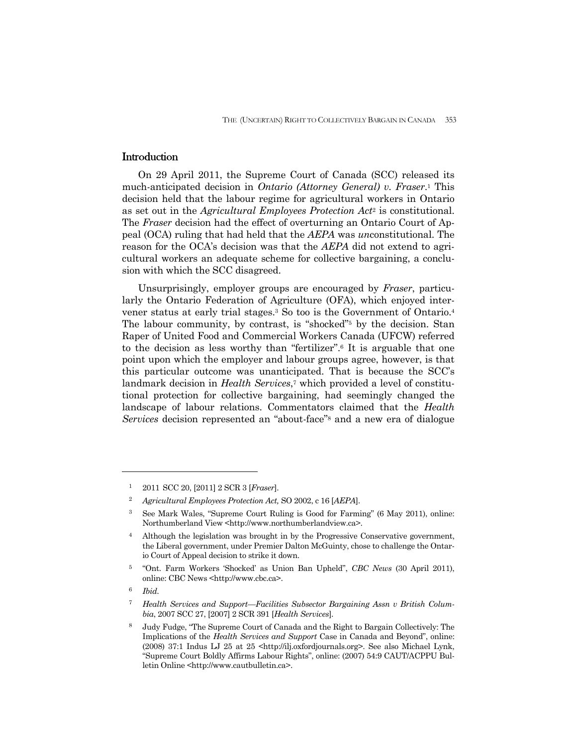## Introduction

On 29 April 2011, the Supreme Court of Canada (SCC) released its much-anticipated decision in *Ontario (Attorney General) v. Fraser*.[1] This decision held that the labour regime for agricultural workers in Ontario as set out in the *Agricultural Employees Protection Act*[2] is constitutional. The *Fraser* decision had the effect of overturning an Ontario Court of Appeal (OCA) ruling that had held that the *AEPA* was *un*constitutional. The reason for the OCA's decision was that the *AEPA* did not extend to agricultural workers an adequate scheme for collective bargaining, a conclusion with which the SCC disagreed.

Unsurprisingly, employer groups are encouraged by *Fraser*, particularly the Ontario Federation of Agriculture (OFA), which enjoyed intervener status at early trial stages.[3] So too is the Government of Ontario.[4] The labour community, by contrast, is "shocked"[5] by the decision. Stan Raper of United Food and Commercial Workers Canada (UFCW) referred to the decision as less worthy than "fertilizer".[6] It is arguable that one point upon which the employer and labour groups agree, however, is that this particular outcome was unanticipated. That is because the SCC's landmark decision in *Health Services*,[7] which provided a level of constitutional protection for collective bargaining, had seemingly changed the landscape of labour relations. Commentators claimed that the *Health Services* decision represented an "about-face"[8] and a new era of dialogue

---

[1] 2011 SCC 20, [2011] 2 SCR 3 [*Fraser*].

[2] *Agricultural Employees Protection Act,* SO 2002, c 16 [*AEPA*].

[3] See Mark Wales, "Supreme Court Ruling is Good for Farming" (6 May 2011), online: Northumberland View <http://www.northumberlandview.ca>.

[4] Although the legislation was brought in by the Progressive Conservative government, the Liberal government, under Premier Dalton McGuinty, chose to challenge the Ontario Court of Appeal decision to strike it down.

[5] "Ont. Farm Workers 'Shocked' as Union Ban Upheld", *CBC News* (30 April 2011), online: CBC News <http://www.cbc.ca>.

[6] *Ibid*.

[7] *Health Services and Support—Facilities Subsector Bargaining Assn v British Columbia*, 2007 SCC 27, [2007] 2 SCR 391 [*Health Services*].

[8] Judy Fudge, "The Supreme Court of Canada and the Right to Bargain Collectively: The Implications of the *Health Services and Support* Case in Canada and Beyond", online: (2008) 37:1 Indus LJ 25 at 25 <http://ilj.oxfordjournals.org>. See also Michael Lynk, "Supreme Court Boldly Affirms Labour Rights", online: (2007) 54:9 CAUT/ACPPU Bulletin Online <http://www.cautbulletin.ca>.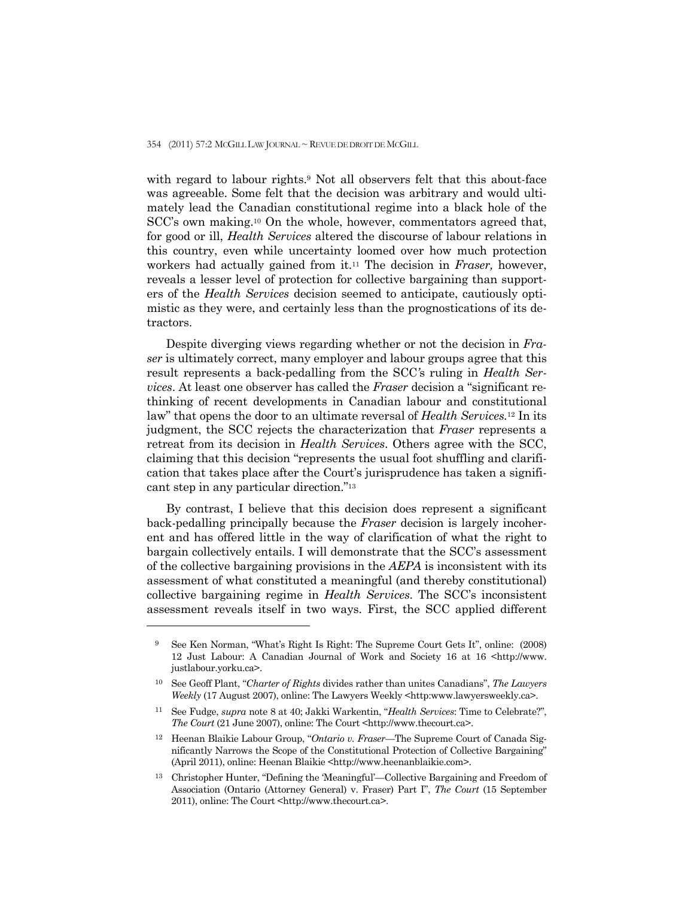with regard to labour rights.[9] Not all observers felt that this about-face was agreeable. Some felt that the decision was arbitrary and would ultimately lead the Canadian constitutional regime into a black hole of the SCC's own making.[10] On the whole, however, commentators agreed that, for good or ill, *Health Services* altered the discourse of labour relations in this country, even while uncertainty loomed over how much protection workers had actually gained from it.[11] The decision in *Fraser,* however, reveals a lesser level of protection for collective bargaining than supporters of the *Health Services* decision seemed to anticipate, cautiously optimistic as they were, and certainly less than the prognostications of its detractors.

Despite diverging views regarding whether or not the decision in *Fraser* is ultimately correct, many employer and labour groups agree that this result represents a back-pedalling from the SCC's ruling in *Health Services*. At least one observer has called the *Fraser* decision a "significant rethinking of recent developments in Canadian labour and constitutional law" that opens the door to an ultimate reversal of *Health Services.*[12] In its judgment, the SCC rejects the characterization that *Fraser* represents a retreat from its decision in *Health Services*. Others agree with the SCC, claiming that this decision "represents the usual foot shuffling and clarification that takes place after the Court's jurisprudence has taken a significant step in any particular direction."[13]

By contrast, I believe that this decision does represent a significant back-pedalling principally because the *Fraser* decision is largely incoherent and has offered little in the way of clarification of what the right to bargain collectively entails. I will demonstrate that the SCC's assessment of the collective bargaining provisions in the *AEPA* is inconsistent with its assessment of what constituted a meaningful (and thereby constitutional) collective bargaining regime in *Health Services*. The SCC's inconsistent assessment reveals itself in two ways. First, the SCC applied different

---

[9] See Ken Norman, "What's Right Is Right: The Supreme Court Gets It", online: (2008) 12 Just Labour: A Canadian Journal of Work and Society 16 at 16 <http://www.justlabour.yorku.ca>.

[10] See Geoff Plant, "*Charter of Rights* divides rather than unites Canadians", *The Lawyers Weekly* (17 August 2007), online: The Lawyers Weekly <http:www.lawyersweekly.ca>.

[11] See Fudge, *supra* note 8 at 40; Jakki Warkentin, "*Health Services*: Time to Celebrate?", *The Court* (21 June 2007), online: The Court <http://www.thecourt.ca>.

[12] Heenan Blaikie Labour Group, "*Ontario v. Fraser*—The Supreme Court of Canada Significantly Narrows the Scope of the Constitutional Protection of Collective Bargaining" (April 2011), online: Heenan Blaikie <http://www.heenanblaikie.com>.

[13] Christopher Hunter, "Defining the 'Meaningful'—Collective Bargaining and Freedom of Association (Ontario (Attorney General) v. Fraser) Part I", *The Court* (15 September 2011), online: The Court <http://www.thecourt.ca>.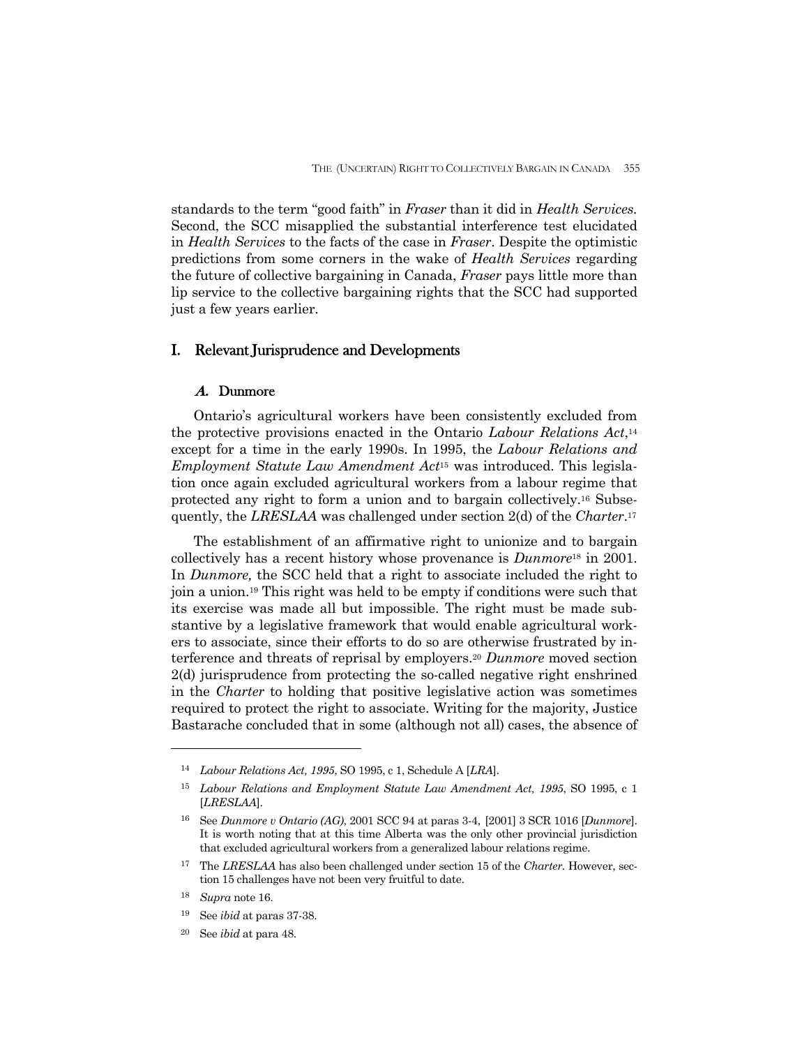standards to the term "good faith" in *Fraser* than it did in *Health Services*. Second, the SCC misapplied the substantial interference test elucidated in *Health Services* to the facts of the case in *Fraser*. Despite the optimistic predictions from some corners in the wake of *Health Services* regarding the future of collective bargaining in Canada, *Fraser* pays little more than lip service to the collective bargaining rights that the SCC had supported just a few years earlier.

## I. Relevant Jurisprudence and Developments

### *A.* Dunmore

Ontario's agricultural workers have been consistently excluded from the protective provisions enacted in the Ontario *Labour Relations Act*,[14] except for a time in the early 1990s. In 1995, the *Labour Relations and Employment Statute Law Amendment Act*[15] was introduced. This legislation once again excluded agricultural workers from a labour regime that protected any right to form a union and to bargain collectively.[16] Subsequently, the *LRESLAA* was challenged under section 2(d) of the *Charter*.[17]

The establishment of an affirmative right to unionize and to bargain collectively has a recent history whose provenance is *Dunmore*[18] in 2001. In *Dunmore,* the SCC held that a right to associate included the right to join a union.[19] This right was held to be empty if conditions were such that its exercise was made all but impossible. The right must be made substantive by a legislative framework that would enable agricultural workers to associate, since their efforts to do so are otherwise frustrated by interference and threats of reprisal by employers.[20] *Dunmore* moved section 2(d) jurisprudence from protecting the so-called negative right enshrined in the *Charter* to holding that positive legislative action was sometimes required to protect the right to associate. Writing for the majority, Justice Bastarache concluded that in some (although not all) cases, the absence of

---

[14] *Labour Relations Act, 1995*, SO 1995, c 1, Schedule A [*LRA*].

[15] *Labour Relations and Employment Statute Law Amendment Act, 1995*, SO 1995, c 1 [*LRESLAA*].

[16] See *Dunmore v Ontario (AG)*, 2001 SCC 94 at paras 3-4, [2001] 3 SCR 1016 [*Dunmore*]. It is worth noting that at this time Alberta was the only other provincial jurisdiction that excluded agricultural workers from a generalized labour relations regime.

[17] The *LRESLAA* has also been challenged under section 15 of the *Charter*. However, section 15 challenges have not been very fruitful to date.

[18] *Supra* note 16.

[19] See *ibid* at paras 37-38.

[20] See *ibid* at para 48.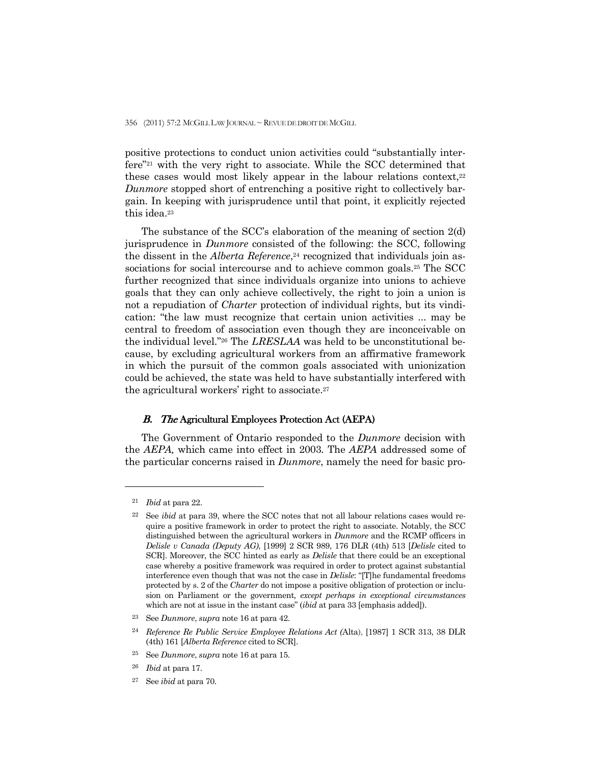positive protections to conduct union activities could "substantially interfere"[21] with the very right to associate. While the SCC determined that these cases would most likely appear in the labour relations context,[22] *Dunmore* stopped short of entrenching a positive right to collectively bargain. In keeping with jurisprudence until that point, it explicitly rejected this idea.[23]

The substance of the SCC's elaboration of the meaning of section 2(d) jurisprudence in *Dunmore* consisted of the following: the SCC, following the dissent in the *Alberta Reference*,[24] recognized that individuals join associations for social intercourse and to achieve common goals.[25] The SCC further recognized that since individuals organize into unions to achieve goals that they can only achieve collectively, the right to join a union is not a repudiation of *Charter* protection of individual rights, but its vindication: "the law must recognize that certain union activities ... may be central to freedom of association even though they are inconceivable on the individual level."[26] The *LRESLAA* was held to be unconstitutional because, by excluding agricultural workers from an affirmative framework in which the pursuit of the common goals associated with unionization could be achieved, the state was held to have substantially interfered with the agricultural workers' right to associate.[27]

### *B. The* Agricultural Employees Protection Act (AEPA)

The Government of Ontario responded to the *Dunmore* decision with the *AEPA,* which came into effect in 2003. The *AEPA* addressed some of the particular concerns raised in *Dunmore*, namely the need for basic pro-

---

[21] *Ibid* at para 22.

[22] See *ibid* at para 39, where the SCC notes that not all labour relations cases would require a positive framework in order to protect the right to associate. Notably, the SCC distinguished between the agricultural workers in *Dunmore* and the RCMP officers in *Delisle v Canada (Deputy AG)*, [1999] 2 SCR 989, 176 DLR (4th) 513 [*Delisle* cited to SCR]. Moreover, the SCC hinted as early as *Delisle* that there could be an exceptional case whereby a positive framework was required in order to protect against substantial interference even though that was not the case in *Delisle*: "[T]he fundamental freedoms protected by s. 2 of the *Charter* do not impose a positive obligation of protection or inclusion on Parliament or the government, *except perhaps in exceptional circumstances* which are not at issue in the instant case" (*ibid* at para 33 [emphasis added]).

[23] See *Dunmore*, *supra* note 16 at para 42.

[24] *Reference Re Public Service Employee Relations Act (*Alta), [1987] 1 SCR 313, 38 DLR (4th) 161 [*Alberta Reference* cited to SCR].

[25] See *Dunmore*, *supra* note 16 at para 15.

[26] *Ibid* at para 17.

[27] See *ibid* at para 70.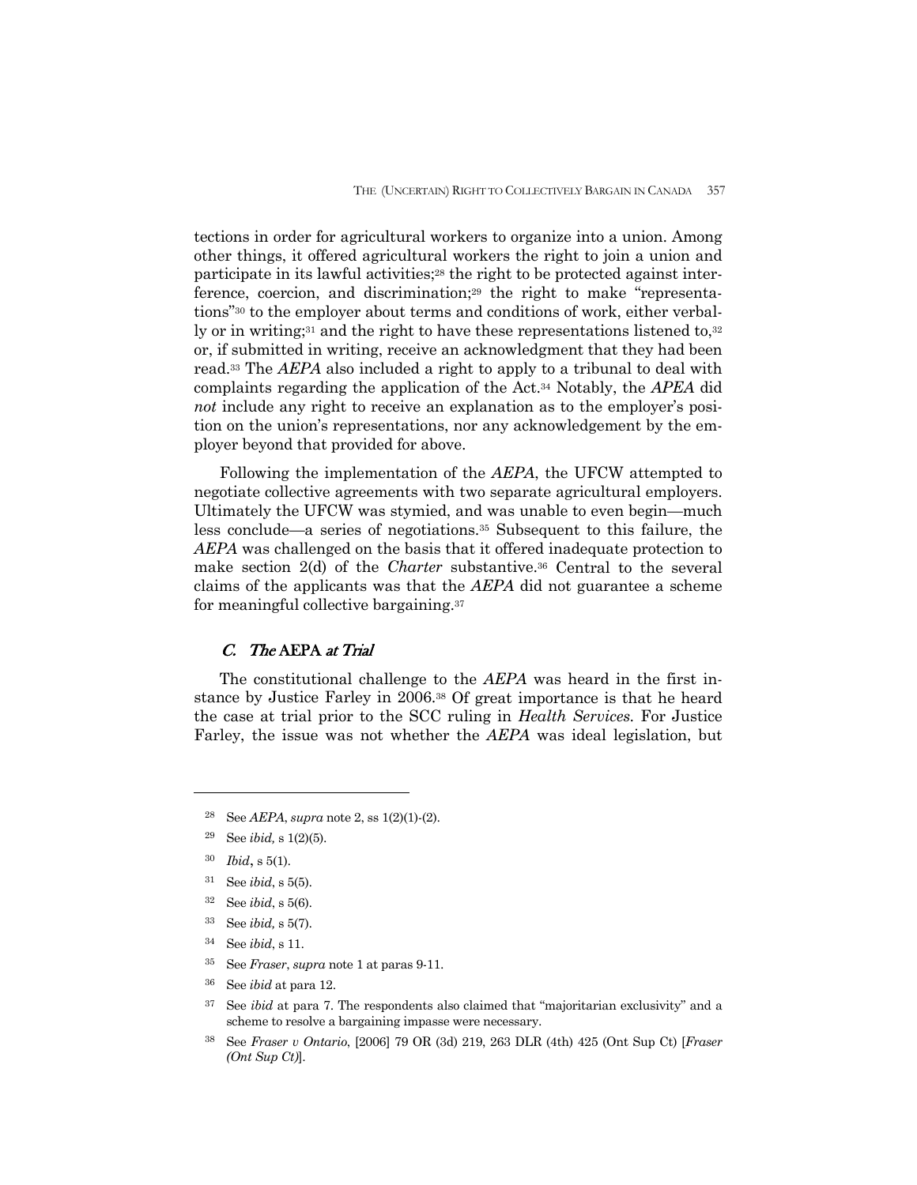tections in order for agricultural workers to organize into a union. Among other things, it offered agricultural workers the right to join a union and participate in its lawful activities;[28] the right to be protected against interference, coercion, and discrimination;[29] the right to make "representations"[30] to the employer about terms and conditions of work, either verbally or in writing;[31] and the right to have these representations listened to,[32] or, if submitted in writing, receive an acknowledgment that they had been read.[33] The *AEPA* also included a right to apply to a tribunal to deal with complaints regarding the application of the Act.[34] Notably, the *APEA* did *not* include any right to receive an explanation as to the employer's position on the union's representations, nor any acknowledgement by the employer beyond that provided for above.

Following the implementation of the *AEPA*, the UFCW attempted to negotiate collective agreements with two separate agricultural employers. Ultimately the UFCW was stymied, and was unable to even begin—much less conclude—a series of negotiations.[35] Subsequent to this failure, the *AEPA* was challenged on the basis that it offered inadequate protection to make section 2(d) of the *Charter* substantive.[36] Central to the several claims of the applicants was that the *AEPA* did not guarantee a scheme for meaningful collective bargaining.[37]

### C. *The* AEPA *at Trial*

The constitutional challenge to the *AEPA* was heard in the first instance by Justice Farley in 2006.[38] Of great importance is that he heard the case at trial prior to the SCC ruling in *Health Services*. For Justice Farley, the issue was not whether the *AEPA* was ideal legislation, but

---

[28] See *AEPA*, *supra* note 2, ss 1(2)(1)-(2).

[29] See *ibid,* s 1(2)(5).

[30] *Ibid*, s 5(1).

[31] See *ibid*, s 5(5).

[32] See *ibid*, s 5(6).

[33] See *ibid,* s 5(7).

[34] See *ibid*, s 11.

[35] See *Fraser*, *supra* note 1 at paras 9-11.

[36] See *ibid* at para 12.

[37] See *ibid* at para 7. The respondents also claimed that "majoritarian exclusivity" and a scheme to resolve a bargaining impasse were necessary.

[38] See *Fraser v Ontario*, [2006] 79 OR (3d) 219, 263 DLR (4th) 425 (Ont Sup Ct) [*Fraser (Ont Sup Ct)*].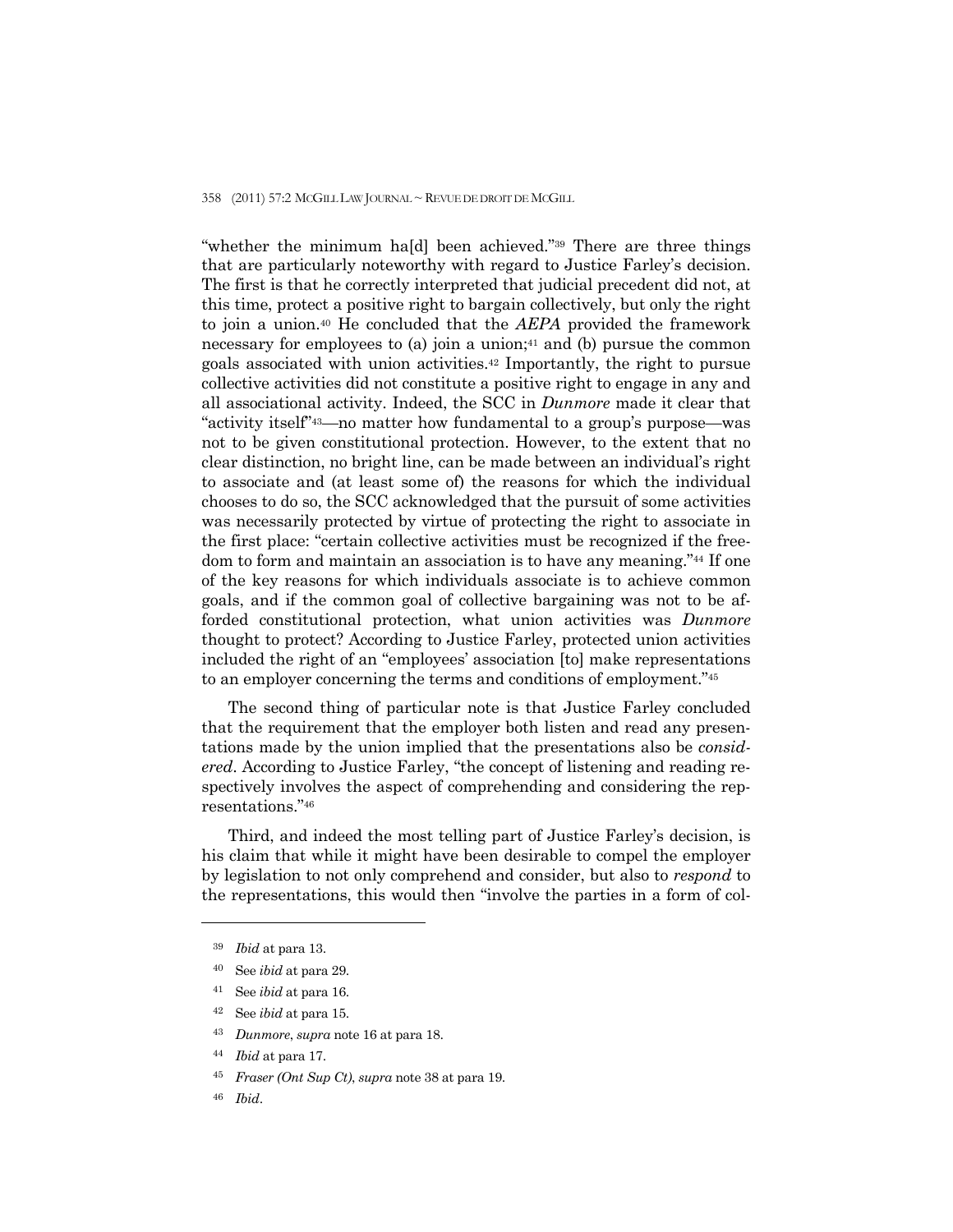"whether the minimum ha[d] been achieved."[39] There are three things that are particularly noteworthy with regard to Justice Farley's decision. The first is that he correctly interpreted that judicial precedent did not, at this time, protect a positive right to bargain collectively, but only the right to join a union.[40] He concluded that the *AEPA* provided the framework necessary for employees to (a) join a union;[41] and (b) pursue the common goals associated with union activities.[42] Importantly, the right to pursue collective activities did not constitute a positive right to engage in any and all associational activity. Indeed, the SCC in *Dunmore* made it clear that "activity itself"[43]—no matter how fundamental to a group's purpose—was not to be given constitutional protection. However, to the extent that no clear distinction, no bright line, can be made between an individual's right to associate and (at least some of) the reasons for which the individual chooses to do so, the SCC acknowledged that the pursuit of some activities was necessarily protected by virtue of protecting the right to associate in the first place: "certain collective activities must be recognized if the freedom to form and maintain an association is to have any meaning."[44] If one of the key reasons for which individuals associate is to achieve common goals, and if the common goal of collective bargaining was not to be afforded constitutional protection, what union activities was *Dunmore* thought to protect? According to Justice Farley, protected union activities included the right of an "employees' association [to] make representations to an employer concerning the terms and conditions of employment."[45]

The second thing of particular note is that Justice Farley concluded that the requirement that the employer both listen and read any presentations made by the union implied that the presentations also be *considered*. According to Justice Farley, "the concept of listening and reading respectively involves the aspect of comprehending and considering the representations."[46]

Third, and indeed the most telling part of Justice Farley's decision, is his claim that while it might have been desirable to compel the employer by legislation to not only comprehend and consider, but also to *respond* to the representations, this would then "involve the parties in a form of col-

---

[39] *Ibid* at para 13.

[40] See *ibid* at para 29.

[41] See *ibid* at para 16.

[42] See *ibid* at para 15.

[43] *Dunmore*, *supra* note 16 at para 18.

[44] *Ibid* at para 17.

[45] *Fraser (Ont Sup Ct)*, *supra* note 38 at para 19.

[46] *Ibid*.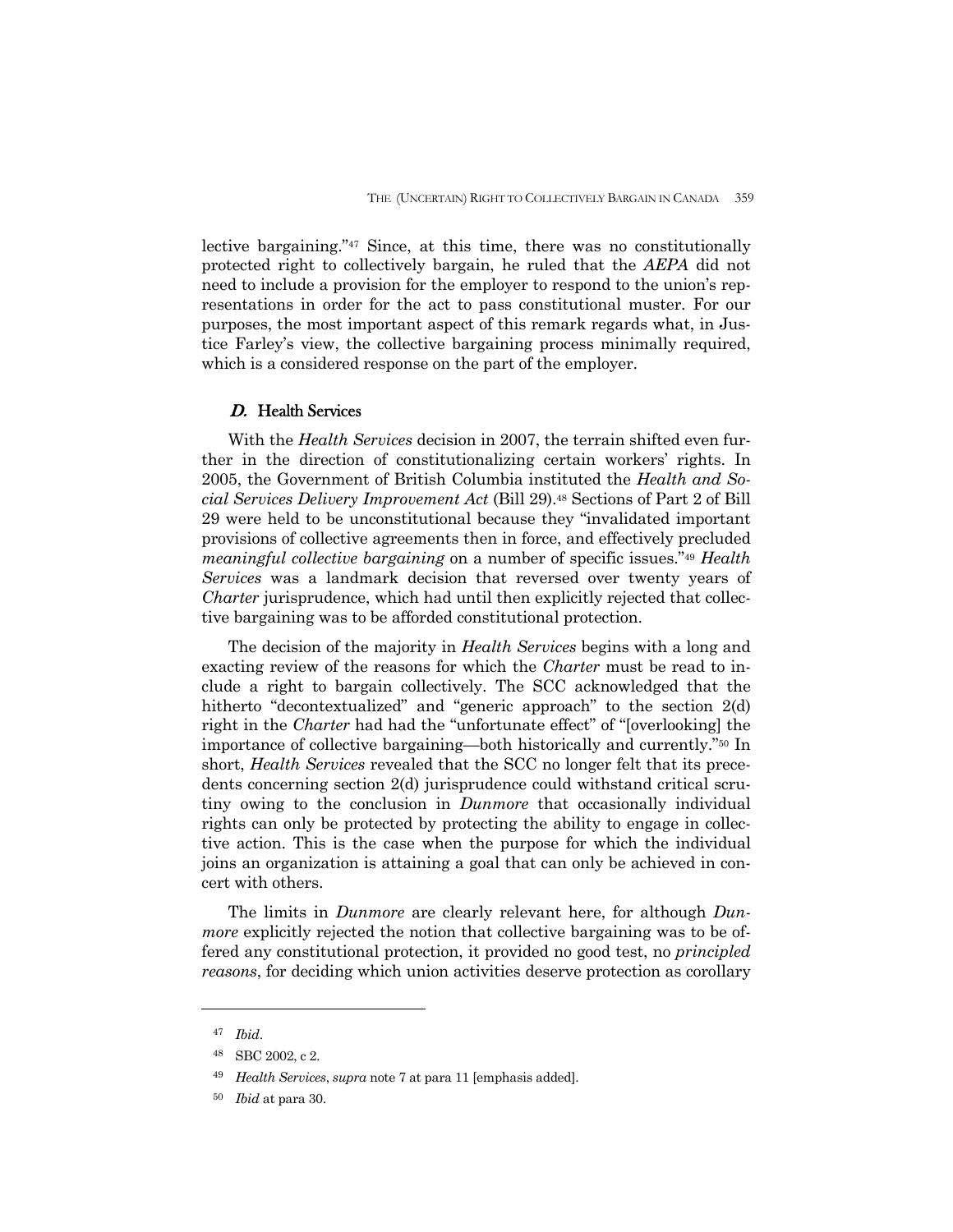lective bargaining."[47] Since, at this time, there was no constitutionally protected right to collectively bargain, he ruled that the *AEPA* did not need to include a provision for the employer to respond to the union's representations in order for the act to pass constitutional muster. For our purposes, the most important aspect of this remark regards what, in Justice Farley's view, the collective bargaining process minimally required, which is a considered response on the part of the employer.

### *D.* Health Services

With the *Health Services* decision in 2007, the terrain shifted even further in the direction of constitutionalizing certain workers' rights. In 2005, the Government of British Columbia instituted the *Health and Social Services Delivery Improvement Act* (Bill 29).[48] Sections of Part 2 of Bill 29 were held to be unconstitutional because they "invalidated important provisions of collective agreements then in force, and effectively precluded *meaningful collective bargaining* on a number of specific issues."[49] *Health Services* was a landmark decision that reversed over twenty years of *Charter* jurisprudence, which had until then explicitly rejected that collective bargaining was to be afforded constitutional protection.

The decision of the majority in *Health Services* begins with a long and exacting review of the reasons for which the *Charter* must be read to include a right to bargain collectively. The SCC acknowledged that the hitherto "decontextualized" and "generic approach" to the section 2(d) right in the *Charter* had had the "unfortunate effect" of "[overlooking] the importance of collective bargaining—both historically and currently."[50] In short, *Health Services* revealed that the SCC no longer felt that its precedents concerning section 2(d) jurisprudence could withstand critical scrutiny owing to the conclusion in *Dunmore* that occasionally individual rights can only be protected by protecting the ability to engage in collective action. This is the case when the purpose for which the individual joins an organization is attaining a goal that can only be achieved in concert with others.

The limits in *Dunmore* are clearly relevant here, for although *Dunmore* explicitly rejected the notion that collective bargaining was to be offered any constitutional protection, it provided no good test, no *principled reasons*, for deciding which union activities deserve protection as corollary

---

[47] *Ibid*.

[48] SBC 2002, c 2.

[49] *Health Services*, *supra* note 7 at para 11 [emphasis added].

[50] *Ibid* at para 30.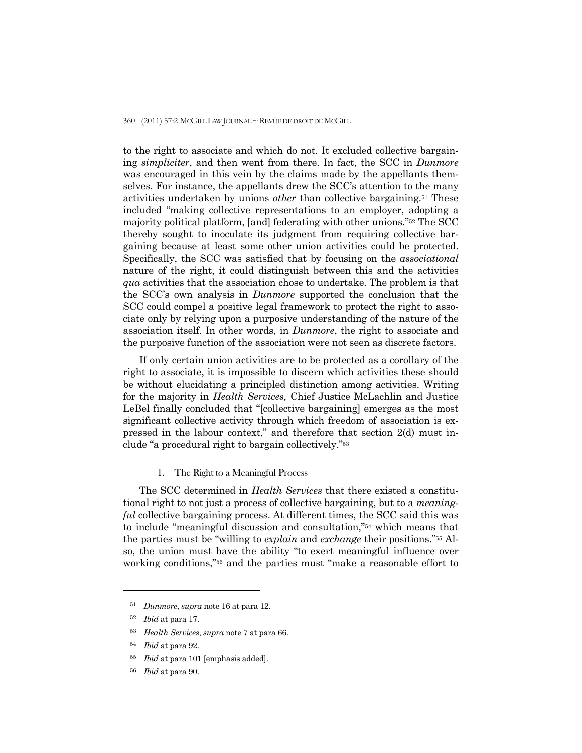to the right to associate and which do not. It excluded collective bargaining *simpliciter*, and then went from there. In fact, the SCC in *Dunmore* was encouraged in this vein by the claims made by the appellants themselves. For instance, the appellants drew the SCC's attention to the many activities undertaken by unions *other* than collective bargaining.[51] These included "making collective representations to an employer, adopting a majority political platform, [and] federating with other unions."[52] The SCC thereby sought to inoculate its judgment from requiring collective bargaining because at least some other union activities could be protected. Specifically, the SCC was satisfied that by focusing on the *associational* nature of the right, it could distinguish between this and the activities *qua* activities that the association chose to undertake. The problem is that the SCC's own analysis in *Dunmore* supported the conclusion that the SCC could compel a positive legal framework to protect the right to associate only by relying upon a purposive understanding of the nature of the association itself. In other words, in *Dunmore*, the right to associate and the purposive function of the association were not seen as discrete factors.

If only certain union activities are to be protected as a corollary of the right to associate, it is impossible to discern which activities these should be without elucidating a principled distinction among activities. Writing for the majority in *Health Services,* Chief Justice McLachlin and Justice LeBel finally concluded that "[collective bargaining] emerges as the most significant collective activity through which freedom of association is expressed in the labour context," and therefore that section 2(d) must include "a procedural right to bargain collectively."[53]

### 1. The Right to a Meaningful Process

The SCC determined in *Health Services* that there existed a constitutional right to not just a process of collective bargaining, but to a *meaningful* collective bargaining process. At different times, the SCC said this was to include "meaningful discussion and consultation,"[54] which means that the parties must be "willing to *explain* and *exchange* their positions."[55] Also, the union must have the ability "to exert meaningful influence over working conditions,"[56] and the parties must "make a reasonable effort to

---

[51] *Dunmore*, *supra* note 16 at para 12.

[52] *Ibid* at para 17.

[53] *Health Services*, *supra* note 7 at para 66.

[54] *Ibid* at para 92.

[55] *Ibid* at para 101 [emphasis added].

[56] *Ibid* at para 90.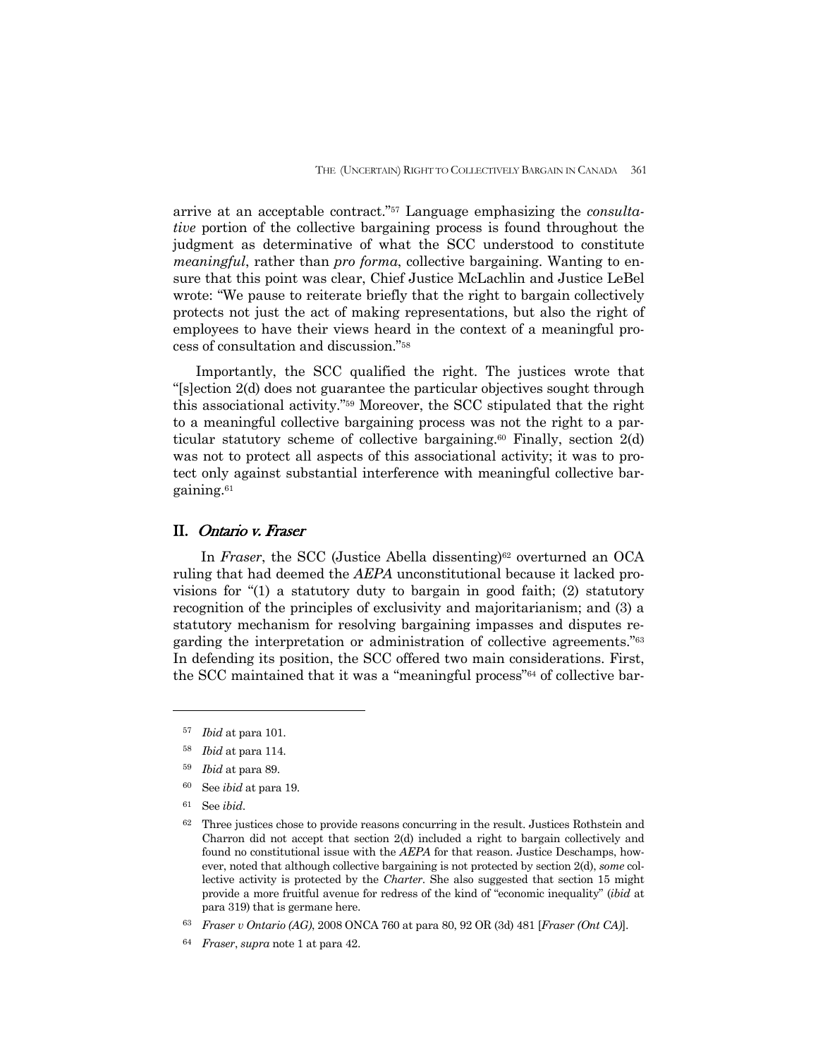arrive at an acceptable contract."[57] Language emphasizing the *consultative* portion of the collective bargaining process is found throughout the judgment as determinative of what the SCC understood to constitute *meaningful*, rather than *pro forma*, collective bargaining. Wanting to ensure that this point was clear, Chief Justice McLachlin and Justice LeBel wrote: "We pause to reiterate briefly that the right to bargain collectively protects not just the act of making representations, but also the right of employees to have their views heard in the context of a meaningful process of consultation and discussion."[58]

Importantly, the SCC qualified the right. The justices wrote that "[s]ection 2(d) does not guarantee the particular objectives sought through this associational activity."[59] Moreover, the SCC stipulated that the right to a meaningful collective bargaining process was not the right to a particular statutory scheme of collective bargaining.[60] Finally, section 2(d) was not to protect all aspects of this associational activity; it was to protect only against substantial interference with meaningful collective bargaining.[61]

## II. *Ontario v. Fraser*

In *Fraser*, the SCC (Justice Abella dissenting)[62] overturned an OCA ruling that had deemed the *AEPA* unconstitutional because it lacked provisions for "(1) a statutory duty to bargain in good faith; (2) statutory recognition of the principles of exclusivity and majoritarianism; and (3) a statutory mechanism for resolving bargaining impasses and disputes regarding the interpretation or administration of collective agreements."[63] In defending its position, the SCC offered two main considerations. First, the SCC maintained that it was a "meaningful process"[64] of collective bar-

---

[57] *Ibid* at para 101.

[58] *Ibid* at para 114.

[59] *Ibid* at para 89.

[60] See *ibid* at para 19.

[61] See *ibid*.

[62] Three justices chose to provide reasons concurring in the result. Justices Rothstein and Charron did not accept that section 2(d) included a right to bargain collectively and found no constitutional issue with the *AEPA* for that reason. Justice Deschamps, however, noted that although collective bargaining is not protected by section 2(d), *some* collective activity is protected by the *Charter*. She also suggested that section 15 might provide a more fruitful avenue for redress of the kind of "economic inequality" (*ibid* at para 319) that is germane here.

[63] *Fraser v Ontario (AG)*, 2008 ONCA 760 at para 80, 92 OR (3d) 481 [*Fraser (Ont CA)*].

[64] *Fraser*, *supra* note 1 at para 42.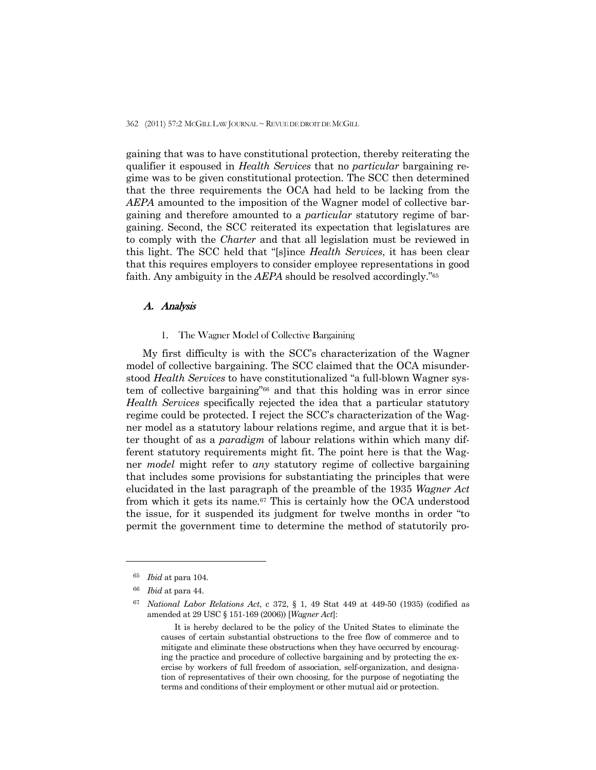gaining that was to have constitutional protection, thereby reiterating the qualifier it espoused in *Health Services* that no *particular* bargaining regime was to be given constitutional protection. The SCC then determined that the three requirements the OCA had held to be lacking from the *AEPA* amounted to the imposition of the Wagner model of collective bargaining and therefore amounted to a *particular* statutory regime of bargaining. Second, the SCC reiterated its expectation that legislatures are to comply with the *Charter* and that all legislation must be reviewed in this light. The SCC held that "[s]ince *Health Services*, it has been clear that this requires employers to consider employee representations in good faith. Any ambiguity in the *AEPA* should be resolved accordingly."[65]

### *A. Analysis*

#### 1. The Wagner Model of Collective Bargaining

My first difficulty is with the SCC's characterization of the Wagner model of collective bargaining. The SCC claimed that the OCA misunderstood *Health Services* to have constitutionalized "a full-blown Wagner system of collective bargaining"[66] and that this holding was in error since *Health Services* specifically rejected the idea that a particular statutory regime could be protected. I reject the SCC's characterization of the Wagner model as a statutory labour relations regime, and argue that it is better thought of as a *paradigm* of labour relations within which many different statutory requirements might fit. The point here is that the Wagner *model* might refer to *any* statutory regime of collective bargaining that includes some provisions for substantiating the principles that were elucidated in the last paragraph of the preamble of the 1935 *Wagner Act* from which it gets its name.[67] This is certainly how the OCA understood the issue, for it suspended its judgment for twelve months in order "to permit the government time to determine the method of statutorily pro-

---

[65] *Ibid* at para 104.

[66] *Ibid* at para 44.

[67] *National Labor Relations Act*, c 372, § 1, 49 Stat 449 at 449-50 (1935) (codified as amended at 29 USC § 151-169 (2006)) [*Wagner Act*]:

> It is hereby declared to be the policy of the United States to eliminate the causes of certain substantial obstructions to the free flow of commerce and to mitigate and eliminate these obstructions when they have occurred by encouraging the practice and procedure of collective bargaining and by protecting the exercise by workers of full freedom of association, self-organization, and designation of representatives of their own choosing, for the purpose of negotiating the terms and conditions of their employment or other mutual aid or protection.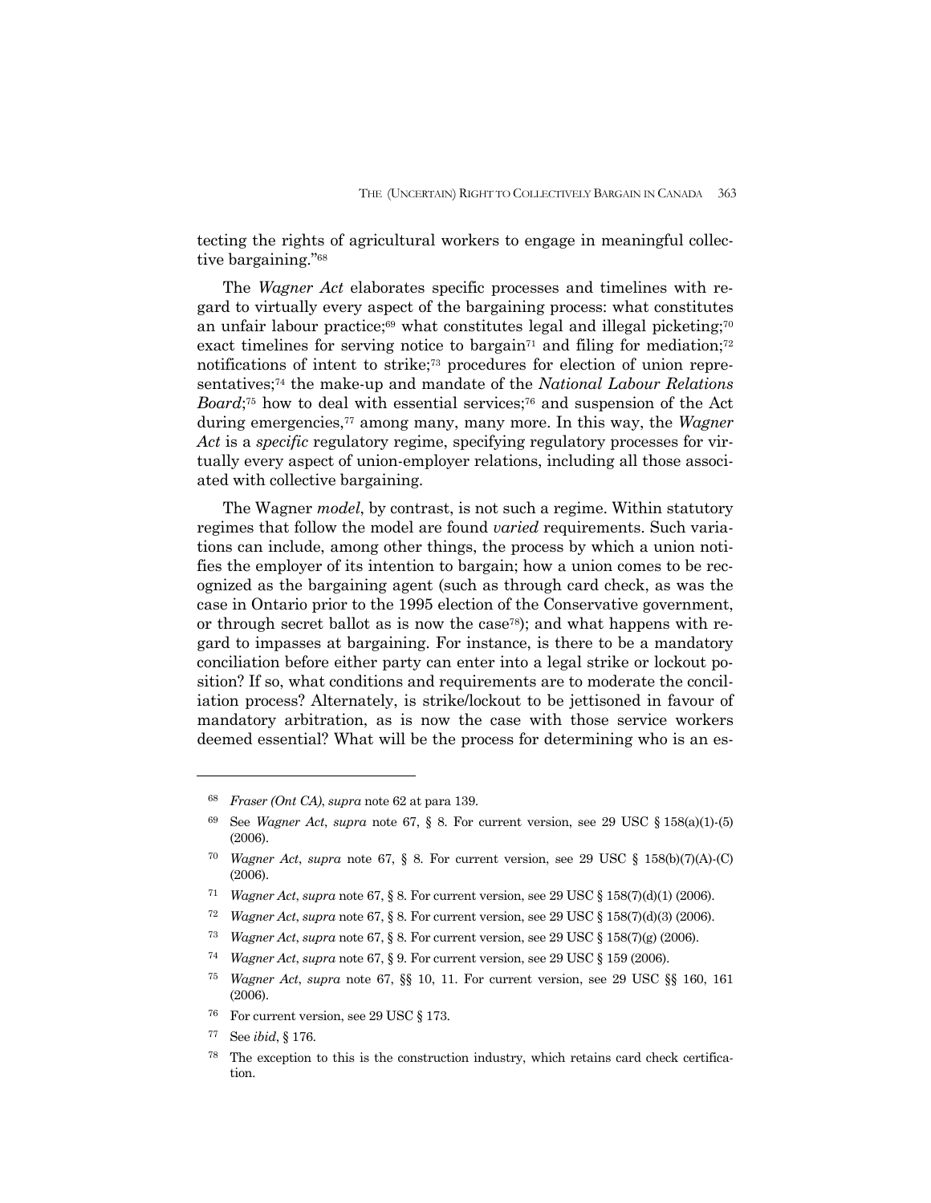tecting the rights of agricultural workers to engage in meaningful collective bargaining."[68]

The *Wagner Act* elaborates specific processes and timelines with regard to virtually every aspect of the bargaining process: what constitutes an unfair labour practice;[69] what constitutes legal and illegal picketing;[70] exact timelines for serving notice to bargain[71] and filing for mediation;[72] notifications of intent to strike;[73] procedures for election of union representatives;[74] the make-up and mandate of the *National Labour Relations Board*;[75] how to deal with essential services;[76] and suspension of the Act during emergencies,[77] among many, many more. In this way, the *Wagner Act* is a *specific* regulatory regime, specifying regulatory processes for virtually every aspect of union-employer relations, including all those associated with collective bargaining.

The Wagner *model*, by contrast, is not such a regime. Within statutory regimes that follow the model are found *varied* requirements. Such variations can include, among other things, the process by which a union notifies the employer of its intention to bargain; how a union comes to be recognized as the bargaining agent (such as through card check, as was the case in Ontario prior to the 1995 election of the Conservative government, or through secret ballot as is now the case[78]); and what happens with regard to impasses at bargaining. For instance, is there to be a mandatory conciliation before either party can enter into a legal strike or lockout position? If so, what conditions and requirements are to moderate the conciliation process? Alternately, is strike/lockout to be jettisoned in favour of mandatory arbitration, as is now the case with those service workers deemed essential? What will be the process for determining who is an es-

---

[68] *Fraser (Ont CA)*, *supra* note 62 at para 139.

[69] See *Wagner Act*, *supra* note 67, § 8. For current version, see 29 USC § 158(a)(1)-(5) (2006).

[70] *Wagner Act*, *supra* note 67, § 8. For current version, see 29 USC § 158(b)(7)(A)-(C) (2006).

[71] *Wagner Act*, *supra* note 67, § 8. For current version, see 29 USC § 158(7)(d)(1) (2006).

[72] *Wagner Act*, *supra* note 67, § 8. For current version, see 29 USC § 158(7)(d)(3) (2006).

[73] *Wagner Act*, *supra* note 67, § 8. For current version, see 29 USC § 158(7)(g) (2006).

[74] *Wagner Act*, *supra* note 67, § 9. For current version, see 29 USC § 159 (2006).

[75] *Wagner Act*, *supra* note 67, §§ 10, 11. For current version, see 29 USC §§ 160, 161 (2006).

[76] For current version, see 29 USC § 173.

[77] See *ibid*, § 176.

[78] The exception to this is the construction industry, which retains card check certification.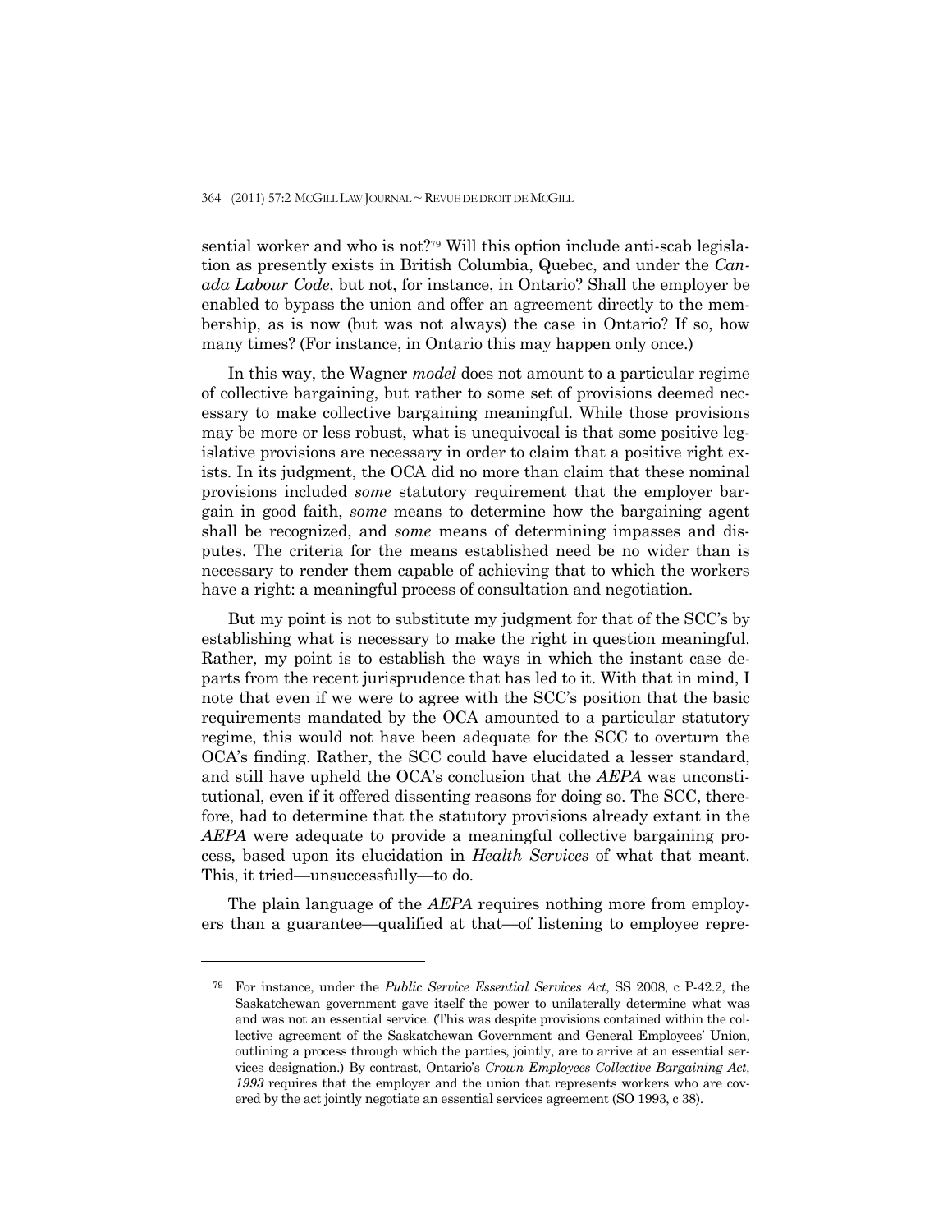sential worker and who is not?[79] Will this option include anti-scab legislation as presently exists in British Columbia, Quebec, and under the *Canada Labour Code*, but not, for instance, in Ontario? Shall the employer be enabled to bypass the union and offer an agreement directly to the membership, as is now (but was not always) the case in Ontario? If so, how many times? (For instance, in Ontario this may happen only once.)

In this way, the Wagner *model* does not amount to a particular regime of collective bargaining, but rather to some set of provisions deemed necessary to make collective bargaining meaningful. While those provisions may be more or less robust, what is unequivocal is that some positive legislative provisions are necessary in order to claim that a positive right exists. In its judgment, the OCA did no more than claim that these nominal provisions included *some* statutory requirement that the employer bargain in good faith, *some* means to determine how the bargaining agent shall be recognized, and *some* means of determining impasses and disputes. The criteria for the means established need be no wider than is necessary to render them capable of achieving that to which the workers have a right: a meaningful process of consultation and negotiation.

But my point is not to substitute my judgment for that of the SCC's by establishing what is necessary to make the right in question meaningful. Rather, my point is to establish the ways in which the instant case departs from the recent jurisprudence that has led to it. With that in mind, I note that even if we were to agree with the SCC's position that the basic requirements mandated by the OCA amounted to a particular statutory regime, this would not have been adequate for the SCC to overturn the OCA's finding. Rather, the SCC could have elucidated a lesser standard, and still have upheld the OCA's conclusion that the *AEPA* was unconstitutional, even if it offered dissenting reasons for doing so. The SCC, therefore, had to determine that the statutory provisions already extant in the *AEPA* were adequate to provide a meaningful collective bargaining process, based upon its elucidation in *Health Services* of what that meant. This, it tried—unsuccessfully—to do.

The plain language of the *AEPA* requires nothing more from employers than a guarantee—qualified at that—of listening to employee repre-

---

[79] For instance, under the *Public Service Essential Services Act*, SS 2008, c P-42.2, the Saskatchewan government gave itself the power to unilaterally determine what was and was not an essential service. (This was despite provisions contained within the collective agreement of the Saskatchewan Government and General Employees' Union, outlining a process through which the parties, jointly, are to arrive at an essential services designation.) By contrast, Ontario's *Crown Employees Collective Bargaining Act, 1993* requires that the employer and the union that represents workers who are covered by the act jointly negotiate an essential services agreement (SO 1993, c 38).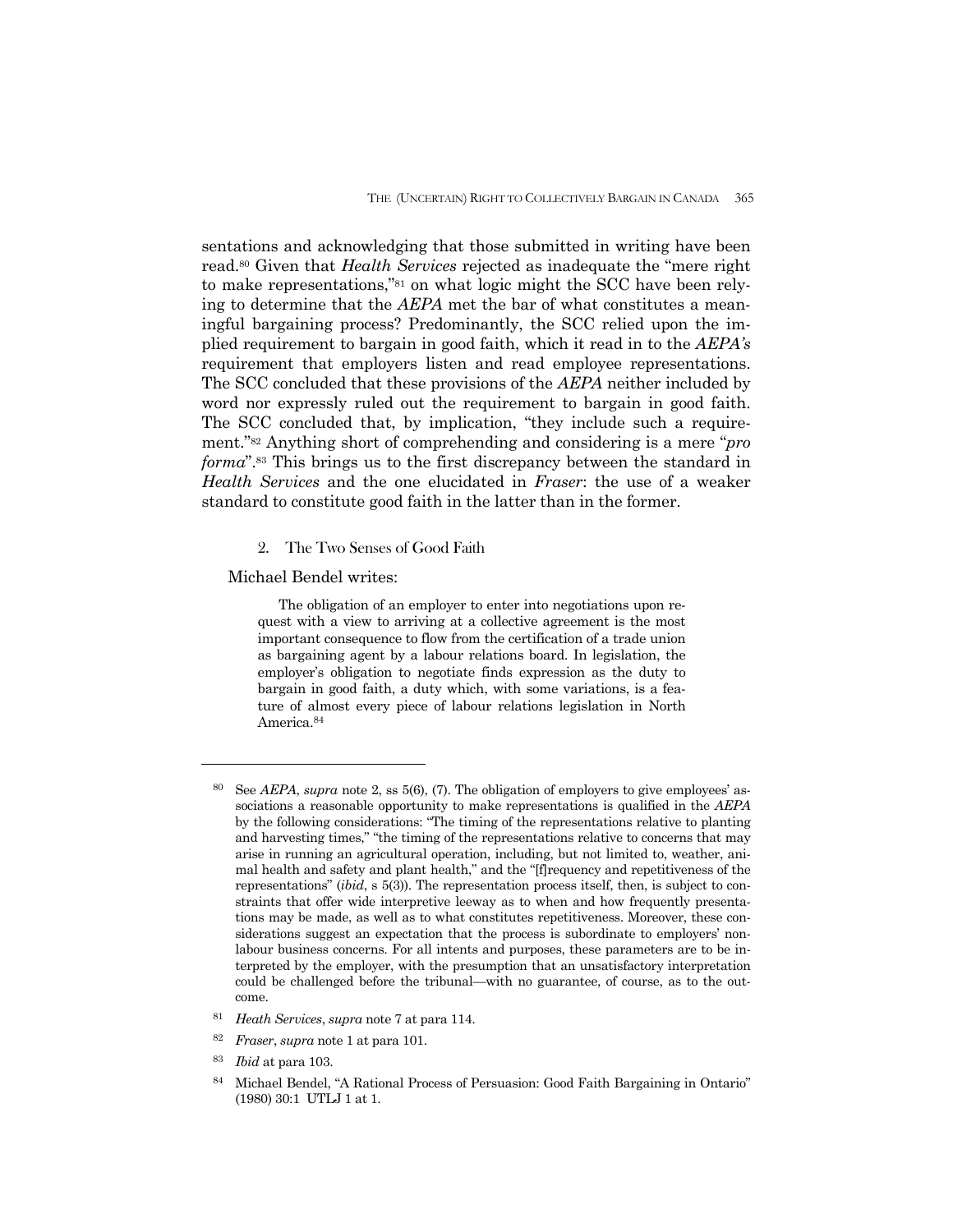sentations and acknowledging that those submitted in writing have been read.[80] Given that *Health Services* rejected as inadequate the "mere right to make representations,"[81] on what logic might the SCC have been relying to determine that the *AEPA* met the bar of what constitutes a meaningful bargaining process? Predominantly, the SCC relied upon the implied requirement to bargain in good faith, which it read in to the *AEPA's* requirement that employers listen and read employee representations. The SCC concluded that these provisions of the *AEPA* neither included by word nor expressly ruled out the requirement to bargain in good faith. The SCC concluded that, by implication, "they include such a requirement."[82] Anything short of comprehending and considering is a mere "*pro forma*".[83] This brings us to the first discrepancy between the standard in *Health Services* and the one elucidated in *Fraser*: the use of a weaker standard to constitute good faith in the latter than in the former.

### 2. The Two Senses of Good Faith

Michael Bendel writes:

> The obligation of an employer to enter into negotiations upon request with a view to arriving at a collective agreement is the most important consequence to flow from the certification of a trade union as bargaining agent by a labour relations board. In legislation, the employer's obligation to negotiate finds expression as the duty to bargain in good faith, a duty which, with some variations, is a feature of almost every piece of labour relations legislation in North America.[84]

---

[80] See *AEPA*, *supra* note 2, ss 5(6), (7). The obligation of employers to give employees' associations a reasonable opportunity to make representations is qualified in the *AEPA* by the following considerations: "The timing of the representations relative to planting and harvesting times," "the timing of the representations relative to concerns that may arise in running an agricultural operation, including, but not limited to, weather, animal health and safety and plant health," and the "[f]requency and repetitiveness of the representations" (*ibid*, s 5(3)). The representation process itself, then, is subject to constraints that offer wide interpretive leeway as to when and how frequently presentations may be made, as well as to what constitutes repetitiveness. Moreover, these considerations suggest an expectation that the process is subordinate to employers' non-labour business concerns. For all intents and purposes, these parameters are to be interpreted by the employer, with the presumption that an unsatisfactory interpretation could be challenged before the tribunal—with no guarantee, of course, as to the outcome.

[81] *Heath Services*, *supra* note 7 at para 114.

[82] *Fraser*, *supra* note 1 at para 101.

[83] *Ibid* at para 103.

[84] Michael Bendel, "A Rational Process of Persuasion: Good Faith Bargaining in Ontario" (1980) 30:1 UTLJ 1 at 1.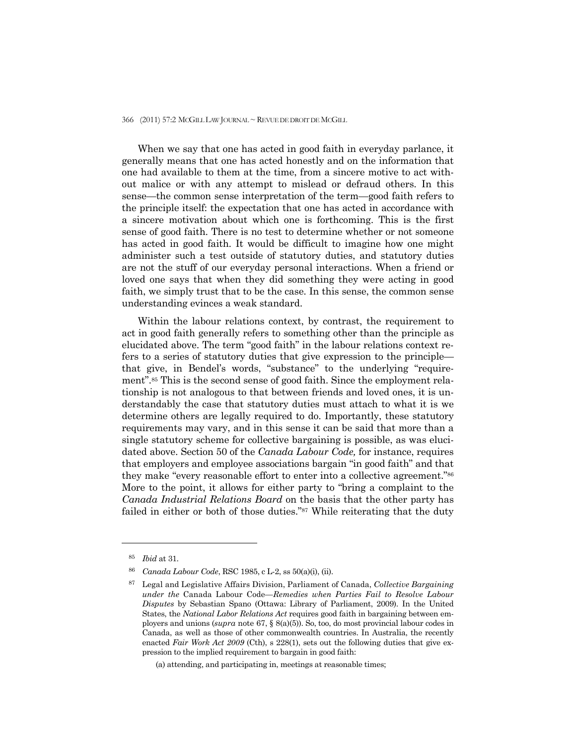When we say that one has acted in good faith in everyday parlance, it generally means that one has acted honestly and on the information that one had available to them at the time, from a sincere motive to act without malice or with any attempt to mislead or defraud others. In this sense—the common sense interpretation of the term—good faith refers to the principle itself: the expectation that one has acted in accordance with a sincere motivation about which one is forthcoming. This is the first sense of good faith. There is no test to determine whether or not someone has acted in good faith. It would be difficult to imagine how one might administer such a test outside of statutory duties, and statutory duties are not the stuff of our everyday personal interactions. When a friend or loved one says that when they did something they were acting in good faith, we simply trust that to be the case. In this sense, the common sense understanding evinces a weak standard.

Within the labour relations context, by contrast, the requirement to act in good faith generally refers to something other than the principle as elucidated above. The term "good faith" in the labour relations context refers to a series of statutory duties that give expression to the principle—that give, in Bendel's words, "substance" to the underlying "requirement".[85] This is the second sense of good faith. Since the employment relationship is not analogous to that between friends and loved ones, it is understandably the case that statutory duties must attach to what it is we determine others are legally required to do. Importantly, these statutory requirements may vary, and in this sense it can be said that more than a single statutory scheme for collective bargaining is possible, as was elucidated above. Section 50 of the *Canada Labour Code,* for instance, requires that employers and employee associations bargain "in good faith" and that they make "every reasonable effort to enter into a collective agreement."[86] More to the point, it allows for either party to "bring a complaint to the *Canada Industrial Relations Board* on the basis that the other party has failed in either or both of those duties."[87] While reiterating that the duty

---

[85] *Ibid* at 31.

[86] *Canada Labour Code*, RSC 1985, c L-2, ss 50(a)(i), (ii).

[87] Legal and Legislative Affairs Division, Parliament of Canada, *Collective Bargaining under the* Canada Labour Code*—Remedies when Parties Fail to Resolve Labour Disputes* by Sebastian Spano (Ottawa: Library of Parliament, 2009). In the United States, the *National Labor Relations Act* requires good faith in bargaining between employers and unions (*supra* note 67, § 8(a)(5)). So, too, do most provincial labour codes in Canada, as well as those of other commonwealth countries. In Australia, the recently enacted *Fair Work Act 2009* (Cth), s 228(1), sets out the following duties that give expression to the implied requirement to bargain in good faith:

(a) attending, and participating in, meetings at reasonable times;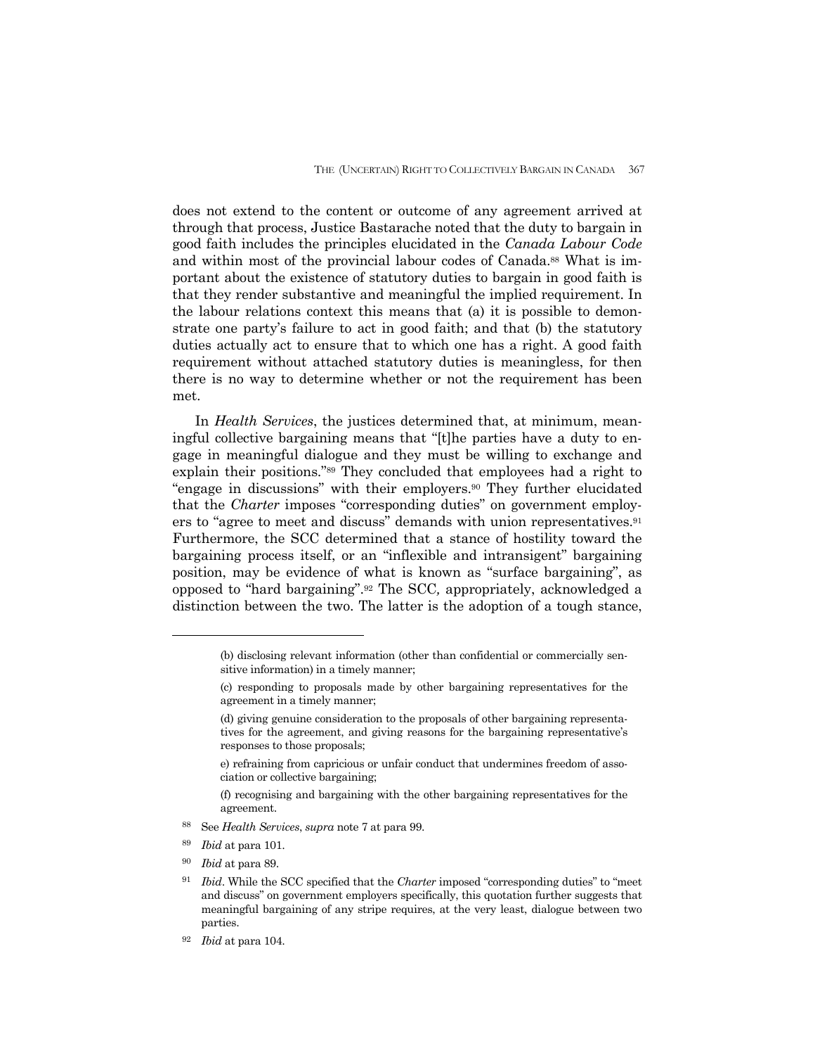does not extend to the content or outcome of any agreement arrived at through that process, Justice Bastarache noted that the duty to bargain in good faith includes the principles elucidated in the *Canada Labour Code* and within most of the provincial labour codes of Canada.[88] What is important about the existence of statutory duties to bargain in good faith is that they render substantive and meaningful the implied requirement. In the labour relations context this means that (a) it is possible to demonstrate one party's failure to act in good faith; and that (b) the statutory duties actually act to ensure that to which one has a right. A good faith requirement without attached statutory duties is meaningless, for then there is no way to determine whether or not the requirement has been met.

In *Health Services*, the justices determined that, at minimum, meaningful collective bargaining means that "[t]he parties have a duty to engage in meaningful dialogue and they must be willing to exchange and explain their positions."[89] They concluded that employees had a right to "engage in discussions" with their employers.[90] They further elucidated that the *Charter* imposes "corresponding duties" on government employers to "agree to meet and discuss" demands with union representatives.[91] Furthermore, the SCC determined that a stance of hostility toward the bargaining process itself, or an "inflexible and intransigent" bargaining position, may be evidence of what is known as "surface bargaining", as opposed to "hard bargaining".[92] The SCC*,* appropriately, acknowledged a distinction between the two. The latter is the adoption of a tough stance,

---

> (b) disclosing relevant information (other than confidential or commercially sensitive information) in a timely manner;
>
> (c) responding to proposals made by other bargaining representatives for the agreement in a timely manner;
>
> (d) giving genuine consideration to the proposals of other bargaining representatives for the agreement, and giving reasons for the bargaining representative's responses to those proposals;
>
> e) refraining from capricious or unfair conduct that undermines freedom of association or collective bargaining;
>
> (f) recognising and bargaining with the other bargaining representatives for the agreement.

[88] See *Health Services*, *supra* note 7 at para 99.

[89] *Ibid* at para 101.

[90] *Ibid* at para 89.

[91] *Ibid*. While the SCC specified that the *Charter* imposed "corresponding duties" to "meet and discuss" on government employers specifically, this quotation further suggests that meaningful bargaining of any stripe requires, at the very least, dialogue between two parties.

[92] *Ibid* at para 104.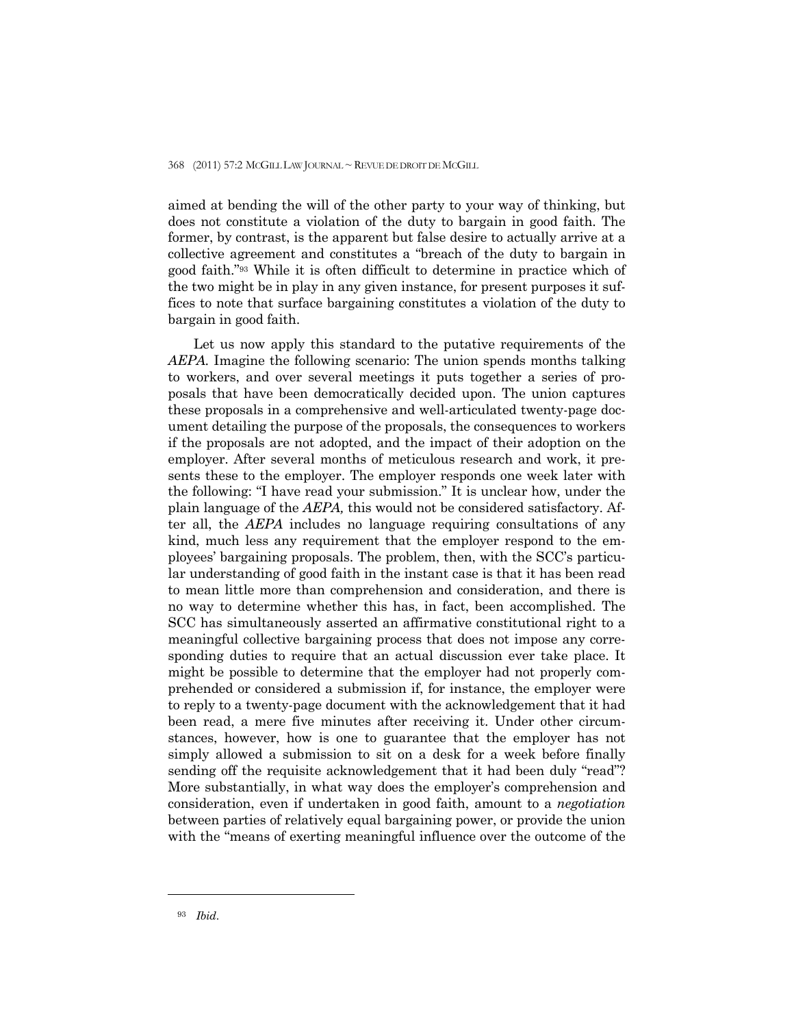aimed at bending the will of the other party to your way of thinking, but does not constitute a violation of the duty to bargain in good faith. The former, by contrast, is the apparent but false desire to actually arrive at a collective agreement and constitutes a "breach of the duty to bargain in good faith."[93] While it is often difficult to determine in practice which of the two might be in play in any given instance, for present purposes it suffices to note that surface bargaining constitutes a violation of the duty to bargain in good faith.

Let us now apply this standard to the putative requirements of the *AEPA*. Imagine the following scenario: The union spends months talking to workers, and over several meetings it puts together a series of proposals that have been democratically decided upon. The union captures these proposals in a comprehensive and well-articulated twenty-page document detailing the purpose of the proposals, the consequences to workers if the proposals are not adopted, and the impact of their adoption on the employer. After several months of meticulous research and work, it presents these to the employer. The employer responds one week later with the following: "I have read your submission." It is unclear how, under the plain language of the *AEPA,* this would not be considered satisfactory. After all, the *AEPA* includes no language requiring consultations of any kind, much less any requirement that the employer respond to the employees' bargaining proposals. The problem, then, with the SCC's particular understanding of good faith in the instant case is that it has been read to mean little more than comprehension and consideration, and there is no way to determine whether this has, in fact, been accomplished. The SCC has simultaneously asserted an affirmative constitutional right to a meaningful collective bargaining process that does not impose any corresponding duties to require that an actual discussion ever take place. It might be possible to determine that the employer had not properly comprehended or considered a submission if, for instance, the employer were to reply to a twenty-page document with the acknowledgement that it had been read, a mere five minutes after receiving it. Under other circumstances, however, how is one to guarantee that the employer has not simply allowed a submission to sit on a desk for a week before finally sending off the requisite acknowledgement that it had been duly "read"? More substantially, in what way does the employer's comprehension and consideration, even if undertaken in good faith, amount to a *negotiation* between parties of relatively equal bargaining power, or provide the union with the "means of exerting meaningful influence over the outcome of the

---

[93] *Ibid*.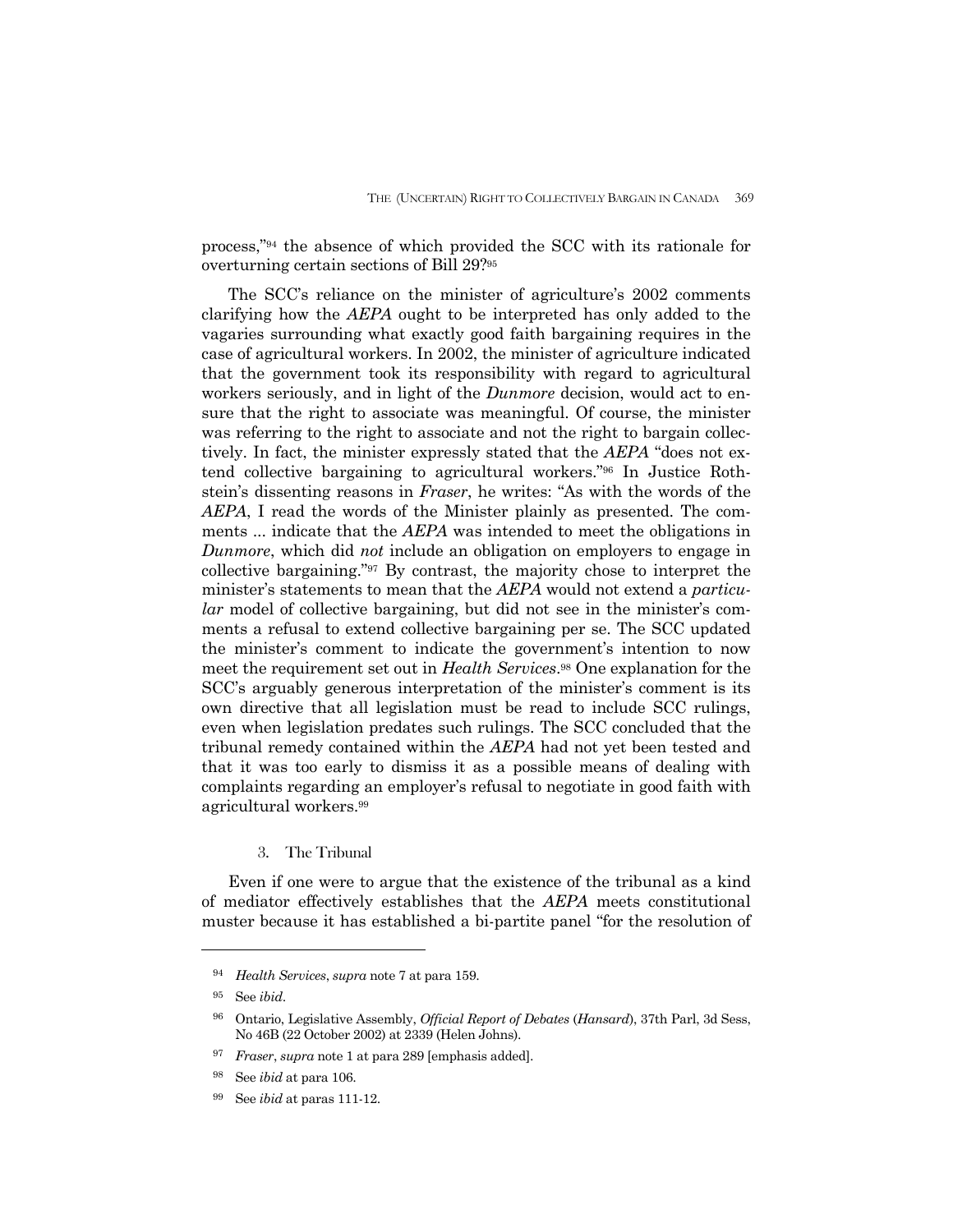process,"[94] the absence of which provided the SCC with its rationale for overturning certain sections of Bill 29?[95]

The SCC's reliance on the minister of agriculture's 2002 comments clarifying how the *AEPA* ought to be interpreted has only added to the vagaries surrounding what exactly good faith bargaining requires in the case of agricultural workers. In 2002, the minister of agriculture indicated that the government took its responsibility with regard to agricultural workers seriously, and in light of the *Dunmore* decision, would act to ensure that the right to associate was meaningful. Of course, the minister was referring to the right to associate and not the right to bargain collectively. In fact, the minister expressly stated that the *AEPA* "does not extend collective bargaining to agricultural workers."[96] In Justice Rothstein's dissenting reasons in *Fraser*, he writes: "As with the words of the *AEPA*, I read the words of the Minister plainly as presented. The comments ... indicate that the *AEPA* was intended to meet the obligations in *Dunmore*, which did *not* include an obligation on employers to engage in collective bargaining."[97] By contrast, the majority chose to interpret the minister's statements to mean that the *AEPA* would not extend a *particular* model of collective bargaining, but did not see in the minister's comments a refusal to extend collective bargaining per se. The SCC updated the minister's comment to indicate the government's intention to now meet the requirement set out in *Health Services*.[98] One explanation for the SCC's arguably generous interpretation of the minister's comment is its own directive that all legislation must be read to include SCC rulings, even when legislation predates such rulings. The SCC concluded that the tribunal remedy contained within the *AEPA* had not yet been tested and that it was too early to dismiss it as a possible means of dealing with complaints regarding an employer's refusal to negotiate in good faith with agricultural workers.[99]

### 3. The Tribunal

Even if one were to argue that the existence of the tribunal as a kind of mediator effectively establishes that the *AEPA* meets constitutional muster because it has established a bi-partite panel "for the resolution of

---

[94] *Health Services*, *supra* note 7 at para 159.

[95] See *ibid*.

[96] Ontario, Legislative Assembly, *Official Report of Debates* (*Hansard*), 37th Parl, 3d Sess, No 46B (22 October 2002) at 2339 (Helen Johns).

[97] *Fraser*, *supra* note 1 at para 289 [emphasis added].

[98] See *ibid* at para 106.

[99] See *ibid* at paras 111-12.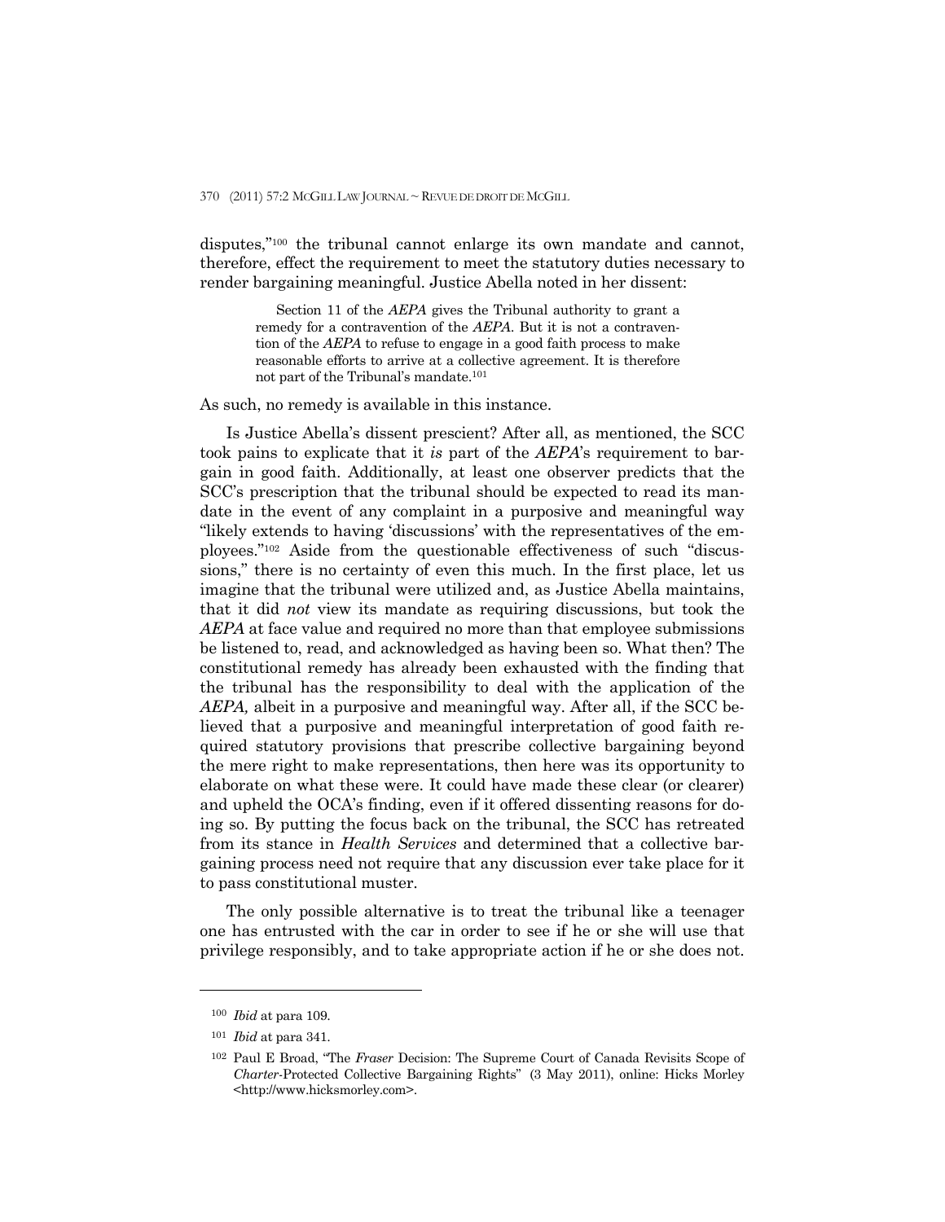disputes,"[100] the tribunal cannot enlarge its own mandate and cannot, therefore, effect the requirement to meet the statutory duties necessary to render bargaining meaningful. Justice Abella noted in her dissent:

> Section 11 of the *AEPA* gives the Tribunal authority to grant a remedy for a contravention of the *AEPA*. But it is not a contravention of the *AEPA* to refuse to engage in a good faith process to make reasonable efforts to arrive at a collective agreement. It is therefore not part of the Tribunal's mandate.[101]

As such, no remedy is available in this instance.

Is Justice Abella's dissent prescient? After all, as mentioned, the SCC took pains to explicate that it *is* part of the *AEPA*'s requirement to bargain in good faith. Additionally, at least one observer predicts that the SCC's prescription that the tribunal should be expected to read its mandate in the event of any complaint in a purposive and meaningful way "likely extends to having 'discussions' with the representatives of the employees."[102] Aside from the questionable effectiveness of such "discussions," there is no certainty of even this much. In the first place, let us imagine that the tribunal were utilized and, as Justice Abella maintains, that it did *not* view its mandate as requiring discussions, but took the *AEPA* at face value and required no more than that employee submissions be listened to, read, and acknowledged as having been so. What then? The constitutional remedy has already been exhausted with the finding that the tribunal has the responsibility to deal with the application of the *AEPA,* albeit in a purposive and meaningful way. After all, if the SCC believed that a purposive and meaningful interpretation of good faith required statutory provisions that prescribe collective bargaining beyond the mere right to make representations, then here was its opportunity to elaborate on what these were. It could have made these clear (or clearer) and upheld the OCA's finding, even if it offered dissenting reasons for doing so. By putting the focus back on the tribunal, the SCC has retreated from its stance in *Health Services* and determined that a collective bargaining process need not require that any discussion ever take place for it to pass constitutional muster.

The only possible alternative is to treat the tribunal like a teenager one has entrusted with the car in order to see if he or she will use that privilege responsibly, and to take appropriate action if he or she does not.

---

[100] *Ibid* at para 109.

[101] *Ibid* at para 341.

[102] Paul E Broad, "The *Fraser* Decision: The Supreme Court of Canada Revisits Scope of *Charter*-Protected Collective Bargaining Rights" (3 May 2011), online: Hicks Morley <http://www.hicksmorley.com>.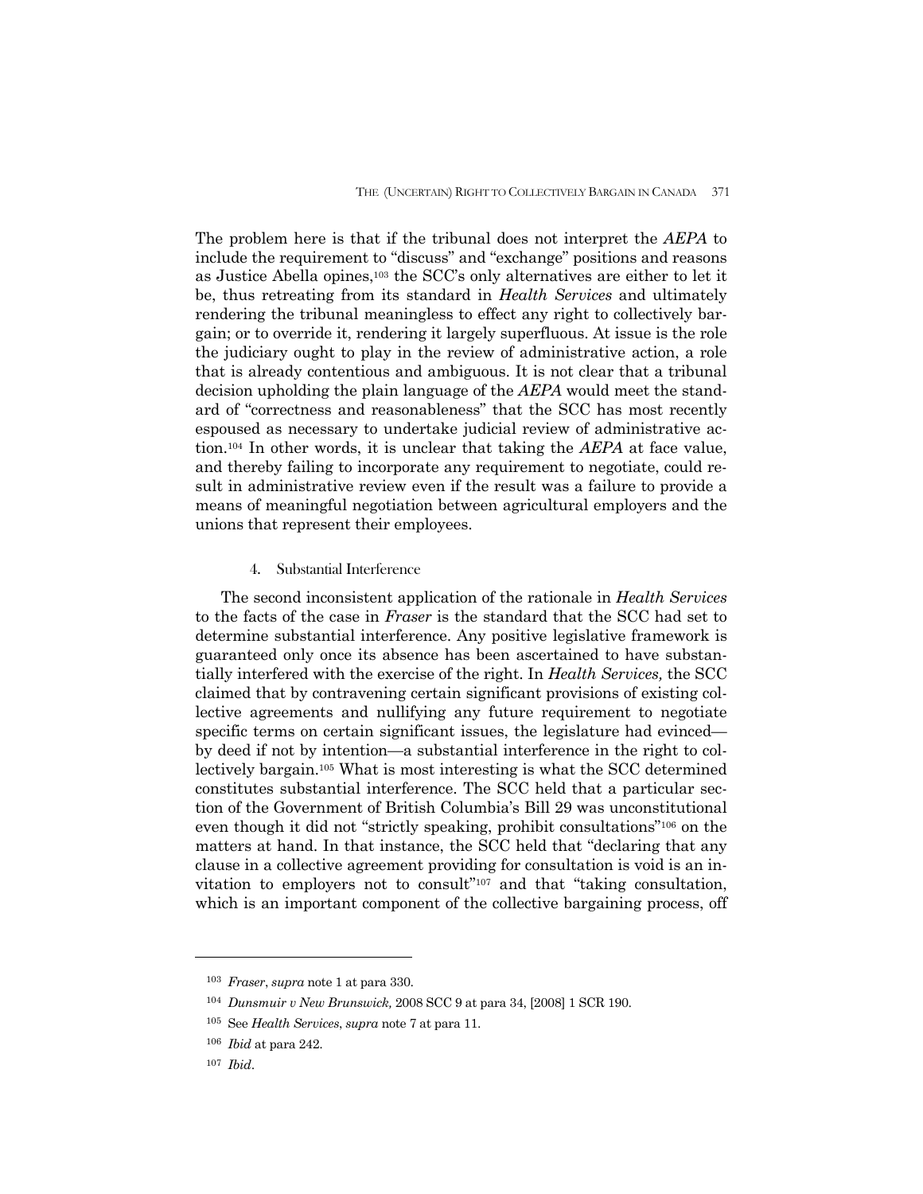The problem here is that if the tribunal does not interpret the *AEPA* to include the requirement to "discuss" and "exchange" positions and reasons as Justice Abella opines,[103] the SCC's only alternatives are either to let it be, thus retreating from its standard in *Health Services* and ultimately rendering the tribunal meaningless to effect any right to collectively bargain; or to override it, rendering it largely superfluous. At issue is the role the judiciary ought to play in the review of administrative action, a role that is already contentious and ambiguous. It is not clear that a tribunal decision upholding the plain language of the *AEPA* would meet the standard of "correctness and reasonableness" that the SCC has most recently espoused as necessary to undertake judicial review of administrative action.[104] In other words, it is unclear that taking the *AEPA* at face value, and thereby failing to incorporate any requirement to negotiate, could result in administrative review even if the result was a failure to provide a means of meaningful negotiation between agricultural employers and the unions that represent their employees.

#### 4. Substantial Interference

The second inconsistent application of the rationale in *Health Services* to the facts of the case in *Fraser* is the standard that the SCC had set to determine substantial interference. Any positive legislative framework is guaranteed only once its absence has been ascertained to have substantially interfered with the exercise of the right. In *Health Services,* the SCC claimed that by contravening certain significant provisions of existing collective agreements and nullifying any future requirement to negotiate specific terms on certain significant issues, the legislature had evinced—by deed if not by intention—a substantial interference in the right to collectively bargain.[105] What is most interesting is what the SCC determined constitutes substantial interference. The SCC held that a particular section of the Government of British Columbia's Bill 29 was unconstitutional even though it did not "strictly speaking, prohibit consultations"[106] on the matters at hand. In that instance, the SCC held that "declaring that any clause in a collective agreement providing for consultation is void is an invitation to employers not to consult"[107] and that "taking consultation, which is an important component of the collective bargaining process, off

---

[103] *Fraser*, *supra* note 1 at para 330.

[104] *Dunsmuir v New Brunswick,* 2008 SCC 9 at para 34, [2008] 1 SCR 190.

[105] See *Health Services*, *supra* note 7 at para 11.

[106] *Ibid* at para 242.

[107] *Ibid*.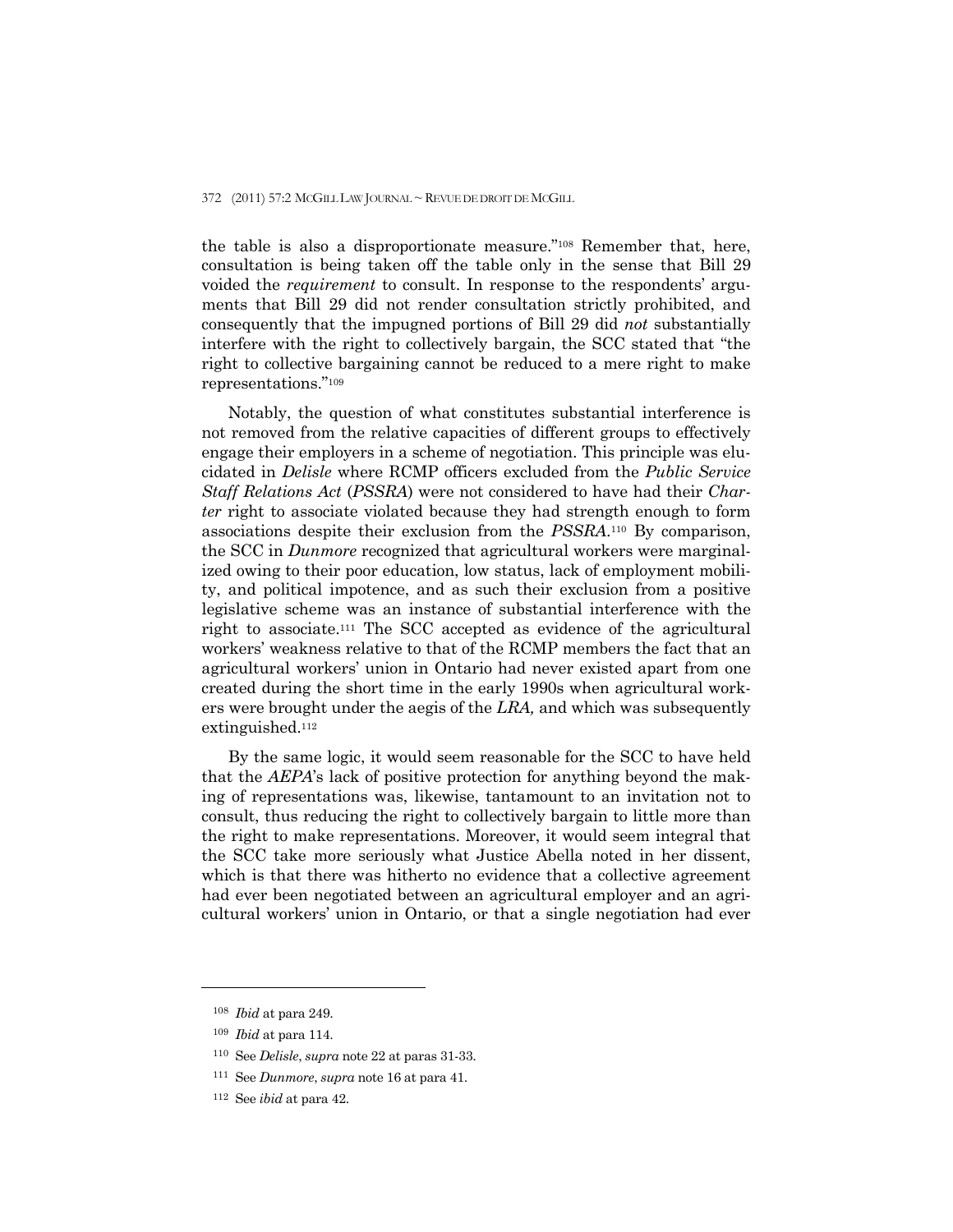the table is also a disproportionate measure."[108] Remember that, here, consultation is being taken off the table only in the sense that Bill 29 voided the *requirement* to consult. In response to the respondents' arguments that Bill 29 did not render consultation strictly prohibited, and consequently that the impugned portions of Bill 29 did *not* substantially interfere with the right to collectively bargain, the SCC stated that "the right to collective bargaining cannot be reduced to a mere right to make representations."[109]

Notably, the question of what constitutes substantial interference is not removed from the relative capacities of different groups to effectively engage their employers in a scheme of negotiation. This principle was elucidated in *Delisle* where RCMP officers excluded from the *Public Service Staff Relations Act* (*PSSRA*) were not considered to have had their *Charter* right to associate violated because they had strength enough to form associations despite their exclusion from the *PSSRA*.[110] By comparison, the SCC in *Dunmore* recognized that agricultural workers were marginalized owing to their poor education, low status, lack of employment mobility, and political impotence, and as such their exclusion from a positive legislative scheme was an instance of substantial interference with the right to associate.[111] The SCC accepted as evidence of the agricultural workers' weakness relative to that of the RCMP members the fact that an agricultural workers' union in Ontario had never existed apart from one created during the short time in the early 1990s when agricultural workers were brought under the aegis of the *LRA,* and which was subsequently extinguished.[112]

By the same logic, it would seem reasonable for the SCC to have held that the *AEPA*'s lack of positive protection for anything beyond the making of representations was, likewise, tantamount to an invitation not to consult, thus reducing the right to collectively bargain to little more than the right to make representations. Moreover, it would seem integral that the SCC take more seriously what Justice Abella noted in her dissent, which is that there was hitherto no evidence that a collective agreement had ever been negotiated between an agricultural employer and an agricultural workers' union in Ontario, or that a single negotiation had ever

---

108 *Ibid* at para 249.

109 *Ibid* at para 114.

110 See *Delisle*, *supra* note 22 at paras 31-33.

111 See *Dunmore*, *supra* note 16 at para 41.

112 See *ibid* at para 42.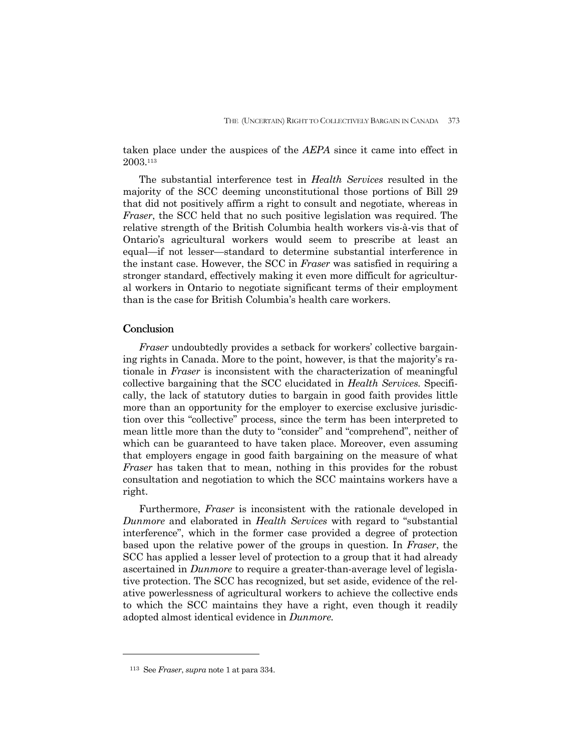taken place under the auspices of the *AEPA* since it came into effect in 2003.[113]

The substantial interference test in *Health Services* resulted in the majority of the SCC deeming unconstitutional those portions of Bill 29 that did not positively affirm a right to consult and negotiate, whereas in *Fraser*, the SCC held that no such positive legislation was required. The relative strength of the British Columbia health workers vis-à-vis that of Ontario's agricultural workers would seem to prescribe at least an equal—if not lesser—standard to determine substantial interference in the instant case. However, the SCC in *Fraser* was satisfied in requiring a stronger standard, effectively making it even more difficult for agricultural workers in Ontario to negotiate significant terms of their employment than is the case for British Columbia's health care workers.

## Conclusion

*Fraser* undoubtedly provides a setback for workers' collective bargaining rights in Canada. More to the point, however, is that the majority's rationale in *Fraser* is inconsistent with the characterization of meaningful collective bargaining that the SCC elucidated in *Health Services.* Specifically, the lack of statutory duties to bargain in good faith provides little more than an opportunity for the employer to exercise exclusive jurisdiction over this "collective" process, since the term has been interpreted to mean little more than the duty to "consider" and "comprehend", neither of which can be guaranteed to have taken place. Moreover, even assuming that employers engage in good faith bargaining on the measure of what *Fraser* has taken that to mean, nothing in this provides for the robust consultation and negotiation to which the SCC maintains workers have a right.

Furthermore, *Fraser* is inconsistent with the rationale developed in *Dunmore* and elaborated in *Health Services* with regard to "substantial interference", which in the former case provided a degree of protection based upon the relative power of the groups in question. In *Fraser*, the SCC has applied a lesser level of protection to a group that it had already ascertained in *Dunmore* to require a greater-than-average level of legislative protection. The SCC has recognized, but set aside, evidence of the relative powerlessness of agricultural workers to achieve the collective ends to which the SCC maintains they have a right, even though it readily adopted almost identical evidence in *Dunmore.*

---

[113] See *Fraser*, *supra* note 1 at para 334.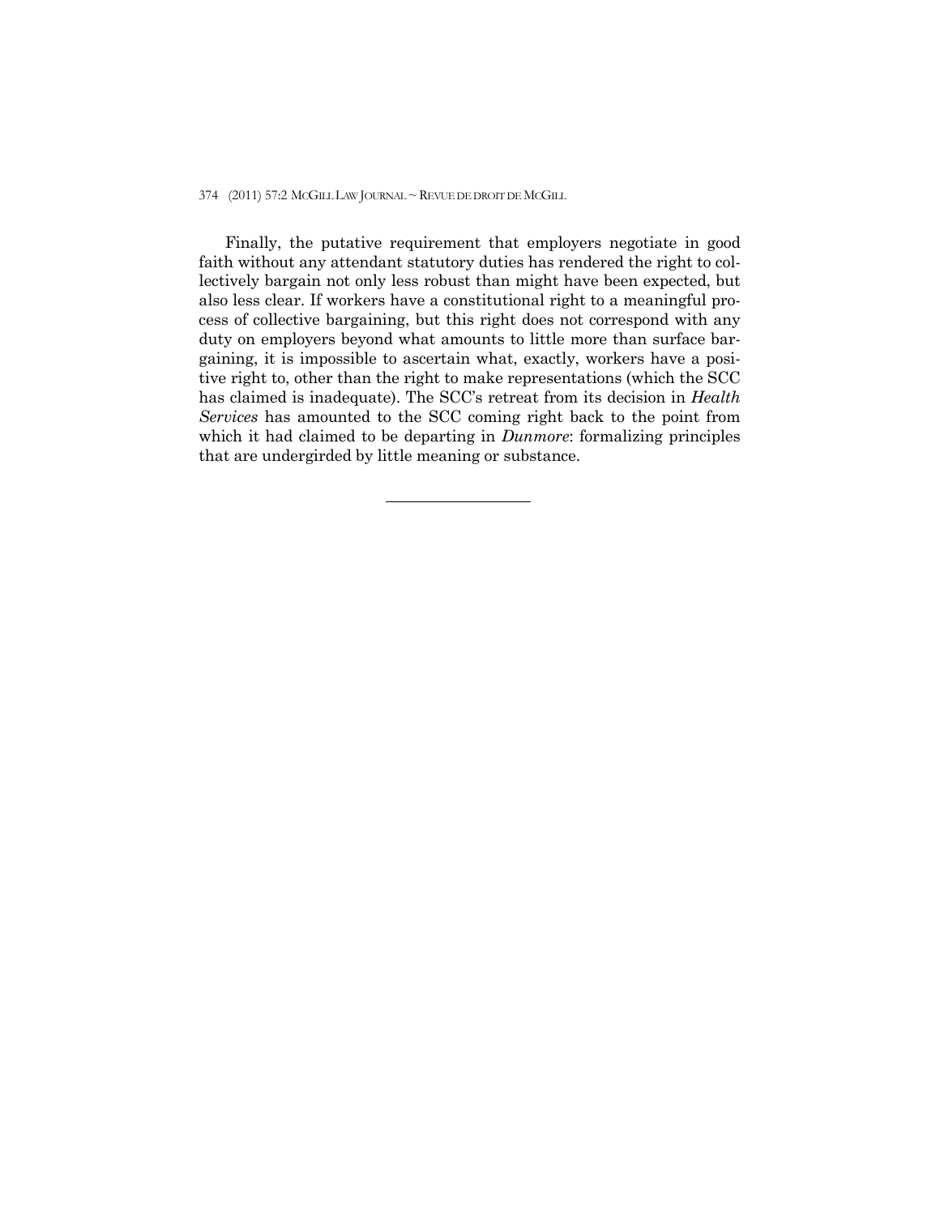Finally, the putative requirement that employers negotiate in good faith without any attendant statutory duties has rendered the right to collectively bargain not only less robust than might have been expected, but also less clear. If workers have a constitutional right to a meaningful process of collective bargaining, but this right does not correspond with any duty on employers beyond what amounts to little more than surface bargaining, it is impossible to ascertain what, exactly, workers have a positive right to, other than the right to make representations (which the SCC has claimed is inadequate). The SCC's retreat from its decision in *Health Services* has amounted to the SCC coming right back to the point from which it had claimed to be departing in *Dunmore*: formalizing principles that are undergirded by little meaning or substance.